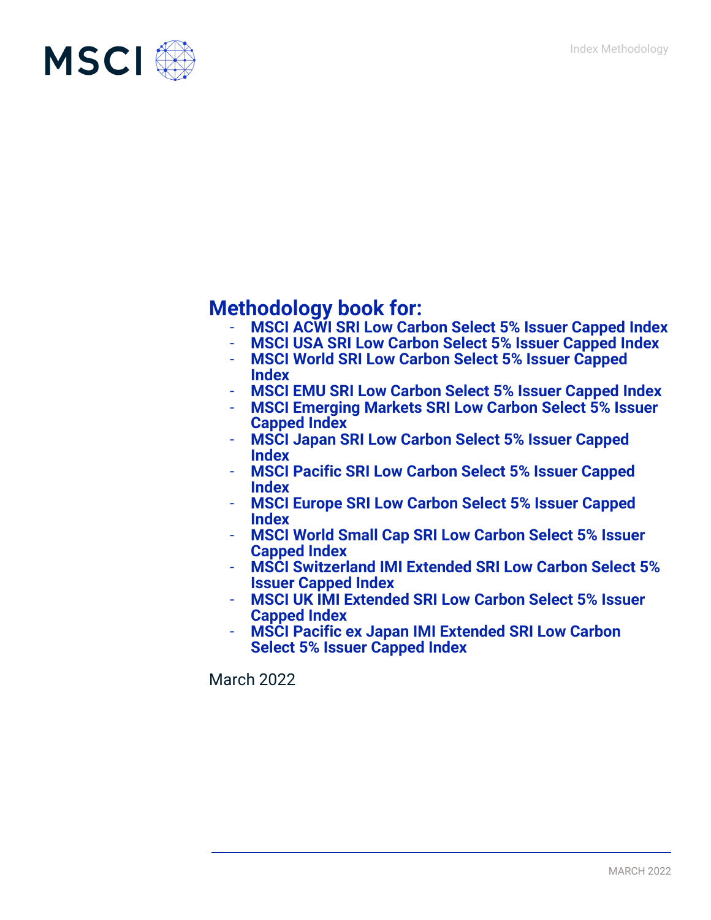MSCI

Index Methodology

# Methodology book for:

- MSCI ACWI SRI Low Carbon Select 5% Issuer Capped Index
- MSCI USA SRI Low Carbon Select 5% Issuer Capped Index
- MSCI World SRI Low Carbon Select 5% Issuer Capped Index
- MSCI EMU SRI Low Carbon Select 5% Issuer Capped Index
- MSCI Emerging Markets SRI Low Carbon Select 5% Issuer Capped Index
- MSCI Japan SRI Low Carbon Select 5% Issuer Capped Index
- MSCI Pacific SRI Low Carbon Select 5% Issuer Capped Index
- MSCI Europe SRI Low Carbon Select 5% Issuer Capped Index
- MSCI World Small Cap SRI Low Carbon Select 5% Issuer Capped Index
- MSCI Switzerland IMI Extended SRI Low Carbon Select 5% Issuer Capped Index
- MSCI UK IMI Extended SRI Low Carbon Select 5% Issuer Capped Index
- MSCI Pacific ex Japan IMI Extended SRI Low Carbon Select 5% Issuer Capped Index

March 2022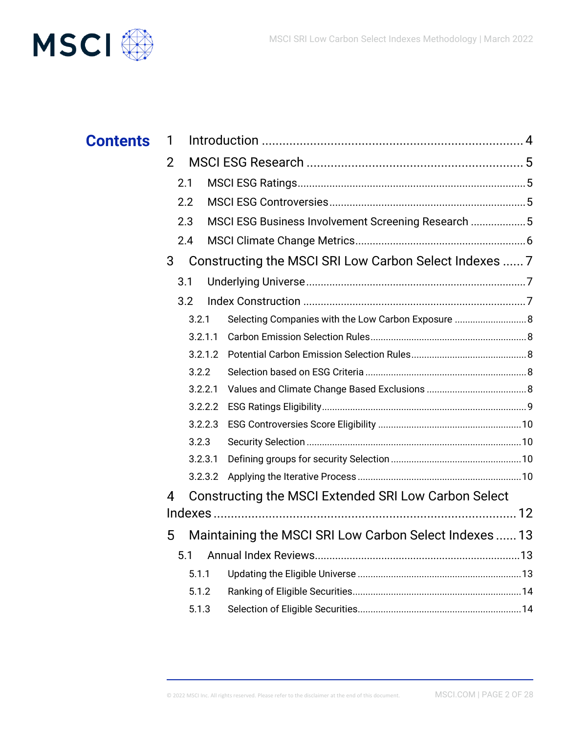# Contents

1 Introduction ........................................................................... 4

2 MSCI ESG Research ............................................................... 5

2.1 MSCI ESG Ratings ............................................................... 5

2.2 MSCI ESG Controversies ..................................................... 5

2.3 MSCI ESG Business Involvement Screening Research ................... 5

2.4 MSCI Climate Change Metrics ............................................... 6

3 Constructing the MSCI SRI Low Carbon Select Indexes ...... 7

3.1 Underlying Universe ............................................................. 7

3.2 Index Construction ............................................................... 7

3.2.1 Selecting Companies with the Low Carbon Exposure ............................ 8

3.2.1.1 Carbon Emission Selection Rules ............................................ 8

3.2.1.2 Potential Carbon Emission Selection Rules ............................................ 8

3.2.2 Selection based on ESG Criteria ............................................ 8

3.2.2.1 Values and Climate Change Based Exclusions ...................................... 8

3.2.2.2 ESG Ratings Eligibility ............................................ 9

3.2.2.3 ESG Controversies Score Eligibility ............................................ 10

3.2.3 Security Selection ............................................ 10

3.2.3.1 Defining groups for security Selection ............................................ 10

3.2.3.2 Applying the Iterative Process ............................................ 10

4 Constructing the MSCI Extended SRI Low Carbon Select Indexes ........................................................................... 12

5 Maintaining the MSCI SRI Low Carbon Select Indexes ...... 13

5.1 Annual Index Reviews ............................................................. 13

5.1.1 Updating the Eligible Universe ............................................ 13

5.1.2 Ranking of Eligible Securities ............................................ 14

5.1.3 Selection of Eligible Securities ............................................ 14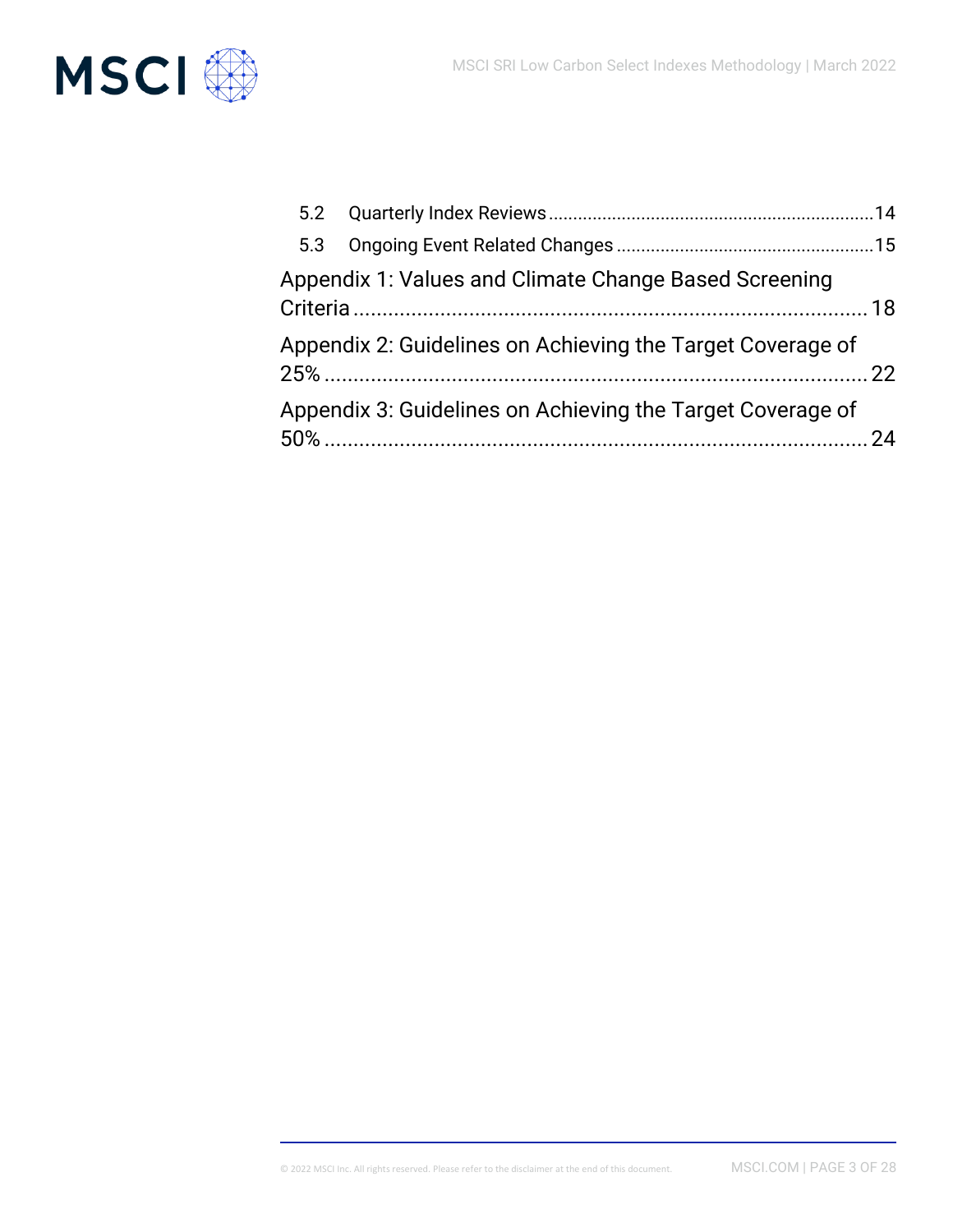5.2 Quarterly Index Reviews ........ 14

5.3 Ongoing Event Related Changes ........ 15

Appendix 1: Values and Climate Change Based Screening Criteria ........ 18

Appendix 2: Guidelines on Achieving the Target Coverage of 25% ........ 22

Appendix 3: Guidelines on Achieving the Target Coverage of 50% ........ 24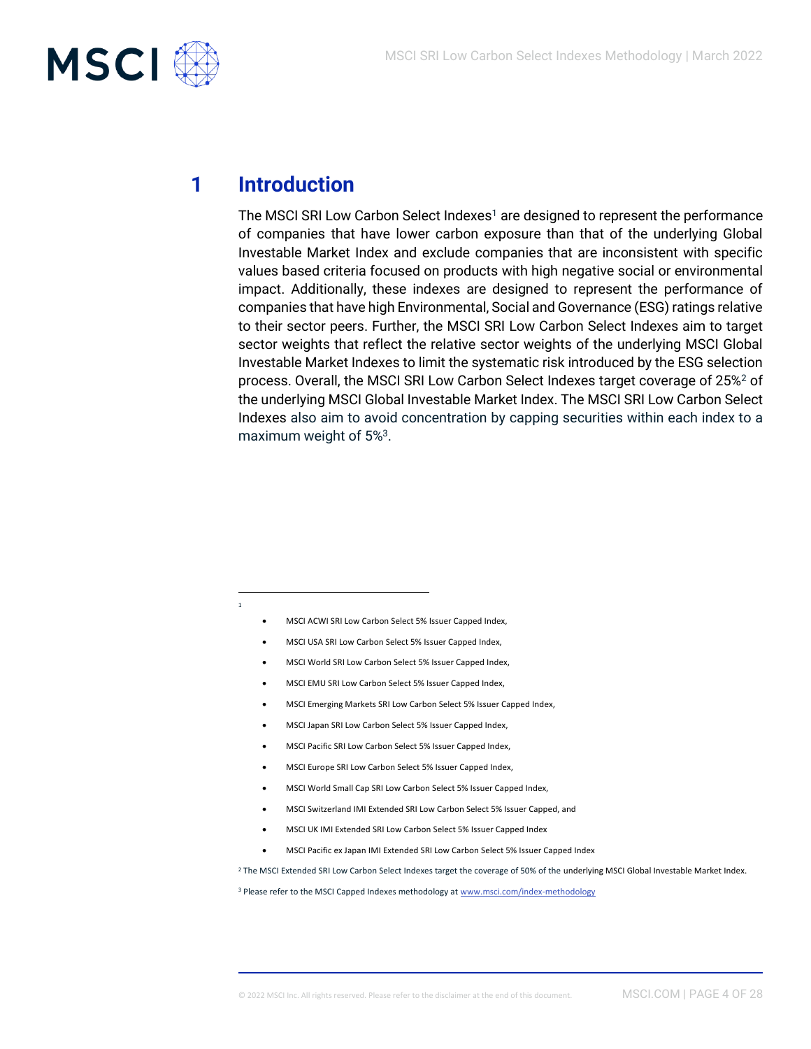# 1 Introduction

The MSCI SRI Low Carbon Select Indexes[1] are designed to represent the performance of companies that have lower carbon exposure than that of the underlying Global Investable Market Index and exclude companies that are inconsistent with specific values based criteria focused on products with high negative social or environmental impact. Additionally, these indexes are designed to represent the performance of companies that have high Environmental, Social and Governance (ESG) ratings relative to their sector peers. Further, the MSCI SRI Low Carbon Select Indexes aim to target sector weights that reflect the relative sector weights of the underlying MSCI Global Investable Market Indexes to limit the systematic risk introduced by the ESG selection process. Overall, the MSCI SRI Low Carbon Select Indexes target coverage of 25%[2] of the underlying MSCI Global Investable Market Index. The MSCI SRI Low Carbon Select Indexes also aim to avoid concentration by capping securities within each index to a maximum weight of 5%[3].

---

[1]

- MSCI ACWI SRI Low Carbon Select 5% Issuer Capped Index,
- MSCI USA SRI Low Carbon Select 5% Issuer Capped Index,
- MSCI World SRI Low Carbon Select 5% Issuer Capped Index,
- MSCI EMU SRI Low Carbon Select 5% Issuer Capped Index,
- MSCI Emerging Markets SRI Low Carbon Select 5% Issuer Capped Index,
- MSCI Japan SRI Low Carbon Select 5% Issuer Capped Index,
- MSCI Pacific SRI Low Carbon Select 5% Issuer Capped Index,
- MSCI Europe SRI Low Carbon Select 5% Issuer Capped Index,
- MSCI World Small Cap SRI Low Carbon Select 5% Issuer Capped Index,
- MSCI Switzerland IMI Extended SRI Low Carbon Select 5% Issuer Capped, and
- MSCI UK IMI Extended SRI Low Carbon Select 5% Issuer Capped Index
- MSCI Pacific ex Japan IMI Extended SRI Low Carbon Select 5% Issuer Capped Index

[2] The MSCI Extended SRI Low Carbon Select Indexes target the coverage of 50% of the underlying MSCI Global Investable Market Index.

[3] Please refer to the MSCI Capped Indexes methodology at www.msci.com/index-methodology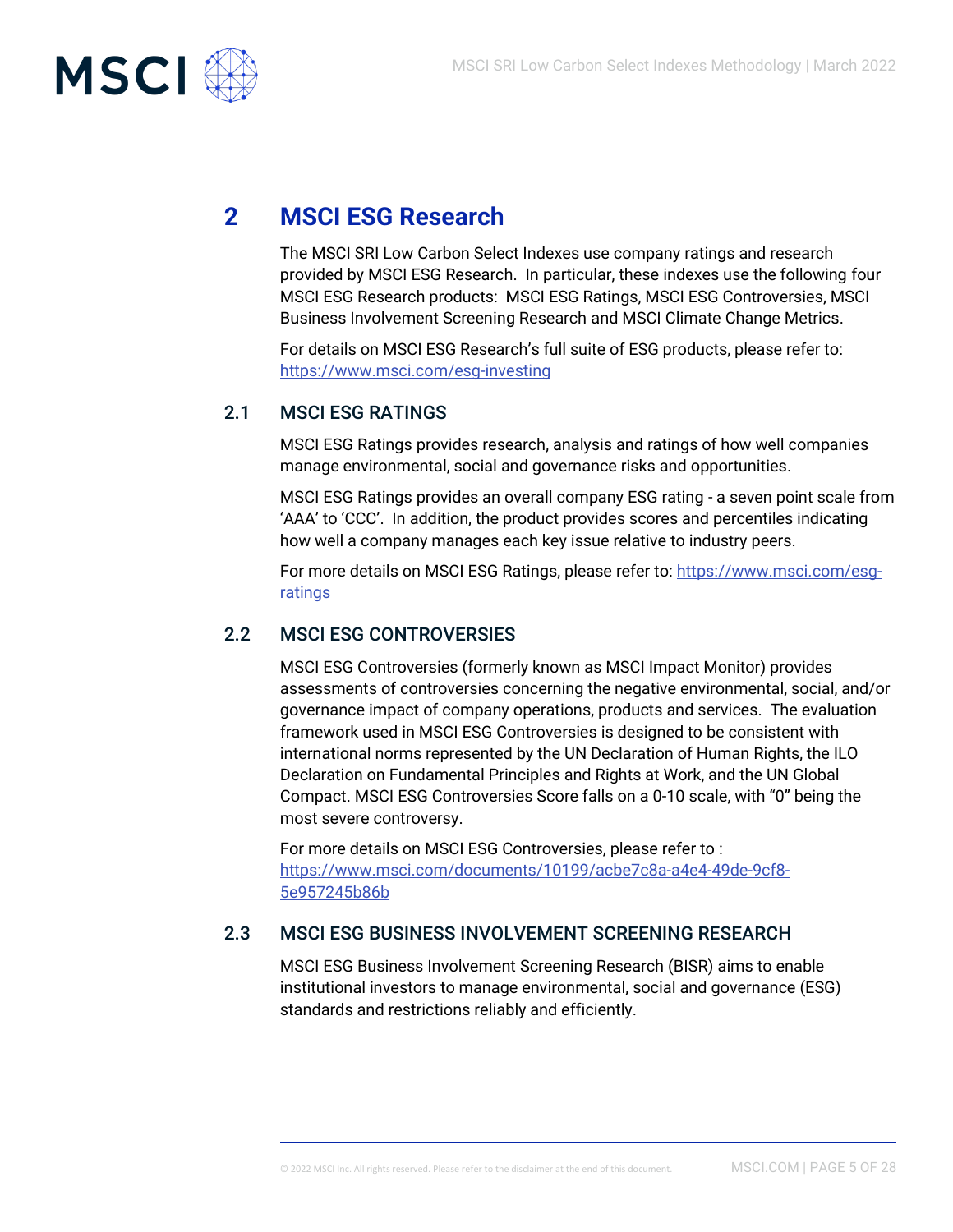# 2 MSCI ESG Research

The MSCI SRI Low Carbon Select Indexes use company ratings and research provided by MSCI ESG Research. In particular, these indexes use the following four MSCI ESG Research products: MSCI ESG Ratings, MSCI ESG Controversies, MSCI Business Involvement Screening Research and MSCI Climate Change Metrics.

For details on MSCI ESG Research's full suite of ESG products, please refer to: https://www.msci.com/esg-investing

## 2.1 MSCI ESG RATINGS

MSCI ESG Ratings provides research, analysis and ratings of how well companies manage environmental, social and governance risks and opportunities.

MSCI ESG Ratings provides an overall company ESG rating - a seven point scale from 'AAA' to 'CCC'. In addition, the product provides scores and percentiles indicating how well a company manages each key issue relative to industry peers.

For more details on MSCI ESG Ratings, please refer to: https://www.msci.com/esg-ratings

## 2.2 MSCI ESG CONTROVERSIES

MSCI ESG Controversies (formerly known as MSCI Impact Monitor) provides assessments of controversies concerning the negative environmental, social, and/or governance impact of company operations, products and services. The evaluation framework used in MSCI ESG Controversies is designed to be consistent with international norms represented by the UN Declaration of Human Rights, the ILO Declaration on Fundamental Principles and Rights at Work, and the UN Global Compact. MSCI ESG Controversies Score falls on a 0-10 scale, with "0" being the most severe controversy.

For more details on MSCI ESG Controversies, please refer to : https://www.msci.com/documents/10199/acbe7c8a-a4e4-49de-9cf8-5e957245b86b

## 2.3 MSCI ESG BUSINESS INVOLVEMENT SCREENING RESEARCH

MSCI ESG Business Involvement Screening Research (BISR) aims to enable institutional investors to manage environmental, social and governance (ESG) standards and restrictions reliably and efficiently.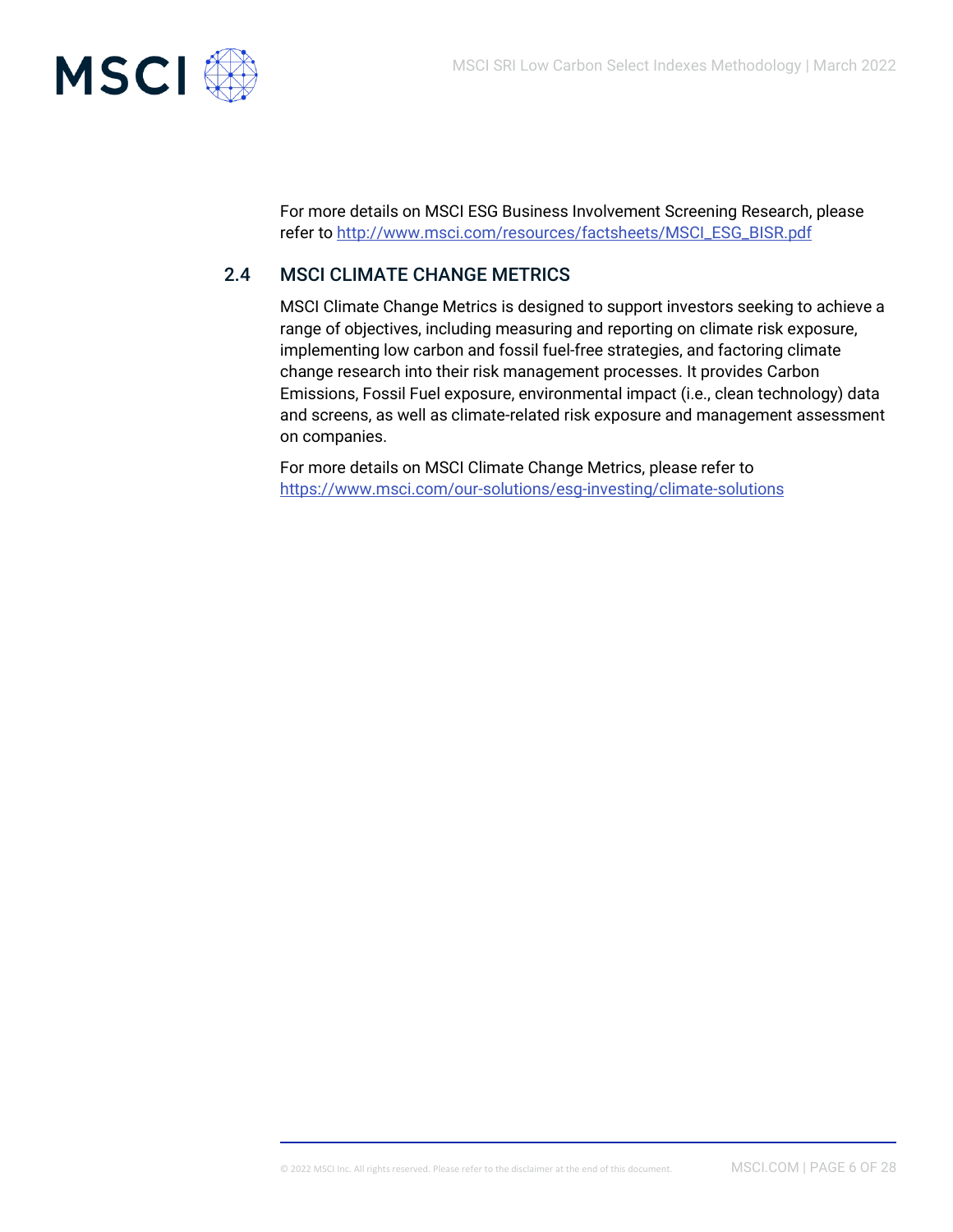For more details on MSCI ESG Business Involvement Screening Research, please refer to [http://www.msci.com/resources/factsheets/MSCI_ESG_BISR.pdf](http://www.msci.com/resources/factsheets/MSCI_ESG_BISR.pdf)

## 2.4 MSCI CLIMATE CHANGE METRICS

MSCI Climate Change Metrics is designed to support investors seeking to achieve a range of objectives, including measuring and reporting on climate risk exposure, implementing low carbon and fossil fuel-free strategies, and factoring climate change research into their risk management processes. It provides Carbon Emissions, Fossil Fuel exposure, environmental impact (i.e., clean technology) data and screens, as well as climate-related risk exposure and management assessment on companies.

For more details on MSCI Climate Change Metrics, please refer to [https://www.msci.com/our-solutions/esg-investing/climate-solutions](https://www.msci.com/our-solutions/esg-investing/climate-solutions)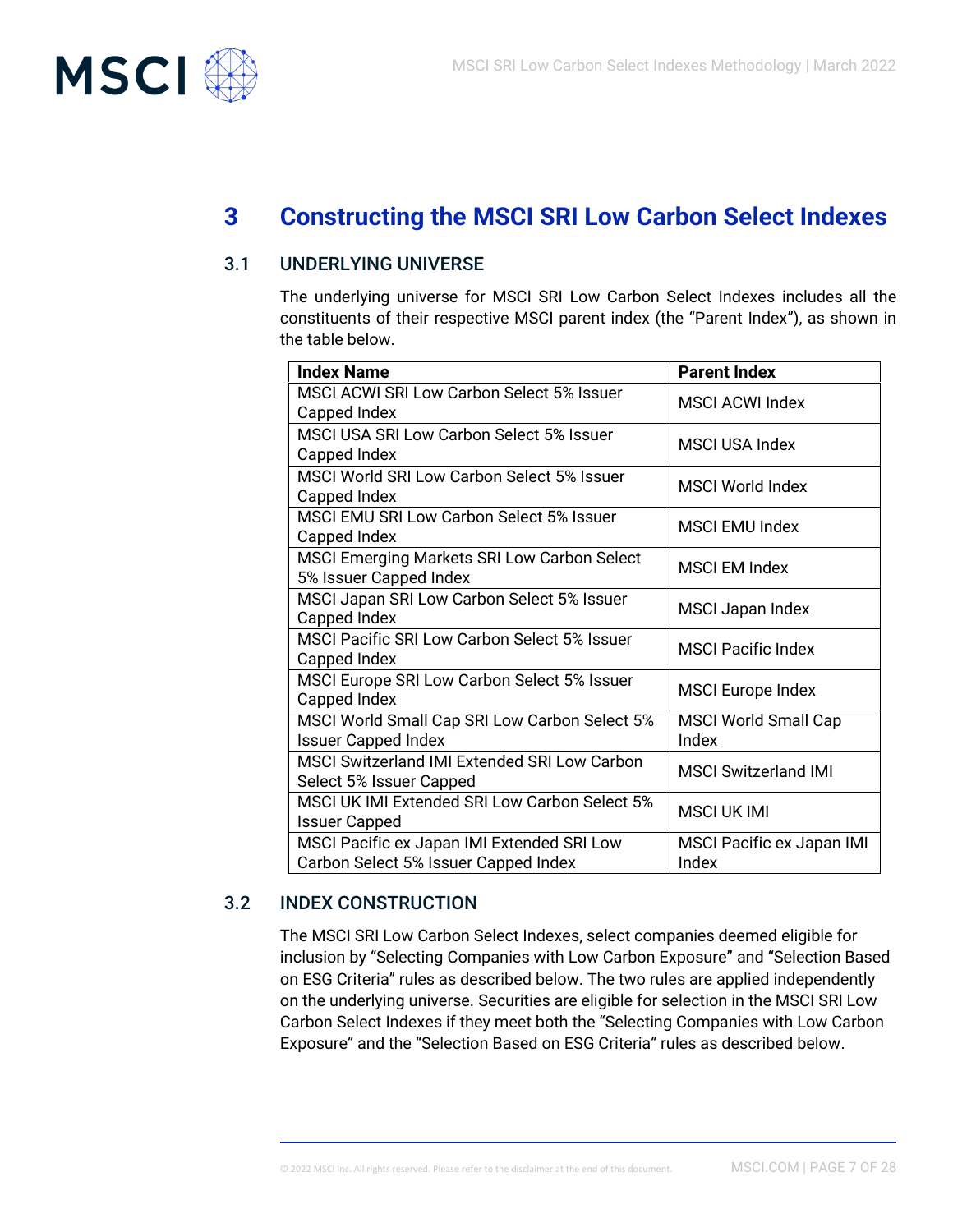# 3 Constructing the MSCI SRI Low Carbon Select Indexes

## 3.1 UNDERLYING UNIVERSE

The underlying universe for MSCI SRI Low Carbon Select Indexes includes all the constituents of their respective MSCI parent index (the "Parent Index"), as shown in the table below.

| Index Name | Parent Index |
|---|---|
| MSCI ACWI SRI Low Carbon Select 5% Issuer Capped Index | MSCI ACWI Index |
| MSCI USA SRI Low Carbon Select 5% Issuer Capped Index | MSCI USA Index |
| MSCI World SRI Low Carbon Select 5% Issuer Capped Index | MSCI World Index |
| MSCI EMU SRI Low Carbon Select 5% Issuer Capped Index | MSCI EMU Index |
| MSCI Emerging Markets SRI Low Carbon Select 5% Issuer Capped Index | MSCI EM Index |
| MSCI Japan SRI Low Carbon Select 5% Issuer Capped Index | MSCI Japan Index |
| MSCI Pacific SRI Low Carbon Select 5% Issuer Capped Index | MSCI Pacific Index |
| MSCI Europe SRI Low Carbon Select 5% Issuer Capped Index | MSCI Europe Index |
| MSCI World Small Cap SRI Low Carbon Select 5% Issuer Capped Index | MSCI World Small Cap Index |
| MSCI Switzerland IMI Extended SRI Low Carbon Select 5% Issuer Capped | MSCI Switzerland IMI |
| MSCI UK IMI Extended SRI Low Carbon Select 5% Issuer Capped | MSCI UK IMI |
| MSCI Pacific ex Japan IMI Extended SRI Low Carbon Select 5% Issuer Capped Index | MSCI Pacific ex Japan IMI Index |

## 3.2 INDEX CONSTRUCTION

The MSCI SRI Low Carbon Select Indexes, select companies deemed eligible for inclusion by "Selecting Companies with Low Carbon Exposure" and "Selection Based on ESG Criteria" rules as described below. The two rules are applied independently on the underlying universe. Securities are eligible for selection in the MSCI SRI Low Carbon Select Indexes if they meet both the "Selecting Companies with Low Carbon Exposure" and the "Selection Based on ESG Criteria" rules as described below.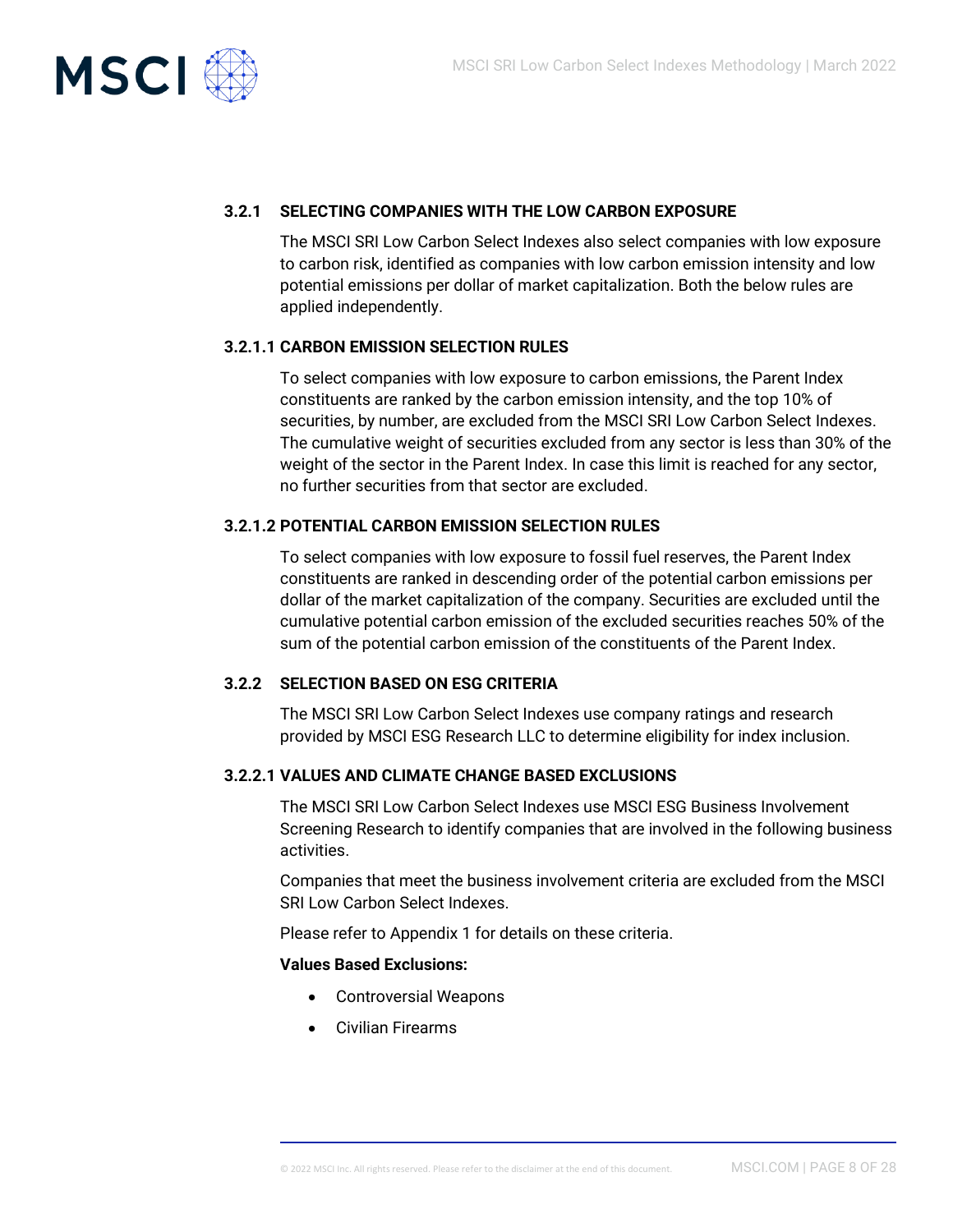### 3.2.1 SELECTING COMPANIES WITH THE LOW CARBON EXPOSURE

The MSCI SRI Low Carbon Select Indexes also select companies with low exposure to carbon risk, identified as companies with low carbon emission intensity and low potential emissions per dollar of market capitalization. Both the below rules are applied independently.

#### 3.2.1.1 CARBON EMISSION SELECTION RULES

To select companies with low exposure to carbon emissions, the Parent Index constituents are ranked by the carbon emission intensity, and the top 10% of securities, by number, are excluded from the MSCI SRI Low Carbon Select Indexes. The cumulative weight of securities excluded from any sector is less than 30% of the weight of the sector in the Parent Index. In case this limit is reached for any sector, no further securities from that sector are excluded.

#### 3.2.1.2 POTENTIAL CARBON EMISSION SELECTION RULES

To select companies with low exposure to fossil fuel reserves, the Parent Index constituents are ranked in descending order of the potential carbon emissions per dollar of the market capitalization of the company. Securities are excluded until the cumulative potential carbon emission of the excluded securities reaches 50% of the sum of the potential carbon emission of the constituents of the Parent Index.

### 3.2.2 SELECTION BASED ON ESG CRITERIA

The MSCI SRI Low Carbon Select Indexes use company ratings and research provided by MSCI ESG Research LLC to determine eligibility for index inclusion.

#### 3.2.2.1 VALUES AND CLIMATE CHANGE BASED EXCLUSIONS

The MSCI SRI Low Carbon Select Indexes use MSCI ESG Business Involvement Screening Research to identify companies that are involved in the following business activities.

Companies that meet the business involvement criteria are excluded from the MSCI SRI Low Carbon Select Indexes.

Please refer to Appendix 1 for details on these criteria.

**Values Based Exclusions:**

- Controversial Weapons
- Civilian Firearms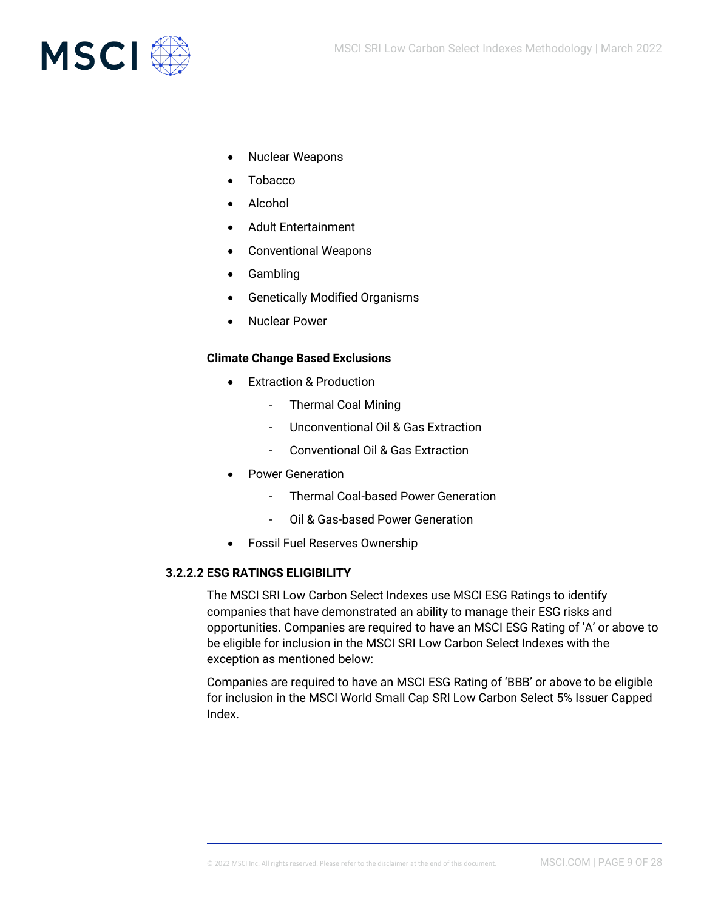- Nuclear Weapons
- Tobacco
- Alcohol
- Adult Entertainment
- Conventional Weapons
- Gambling
- Genetically Modified Organisms
- Nuclear Power

**Climate Change Based Exclusions**

- Extraction & Production
  - Thermal Coal Mining
  - Unconventional Oil & Gas Extraction
  - Conventional Oil & Gas Extraction
- Power Generation
  - Thermal Coal-based Power Generation
  - Oil & Gas-based Power Generation
- Fossil Fuel Reserves Ownership

#### 3.2.2.2 ESG RATINGS ELIGIBILITY

The MSCI SRI Low Carbon Select Indexes use MSCI ESG Ratings to identify companies that have demonstrated an ability to manage their ESG risks and opportunities. Companies are required to have an MSCI ESG Rating of 'A' or above to be eligible for inclusion in the MSCI SRI Low Carbon Select Indexes with the exception as mentioned below:

Companies are required to have an MSCI ESG Rating of 'BBB' or above to be eligible for inclusion in the MSCI World Small Cap SRI Low Carbon Select 5% Issuer Capped Index.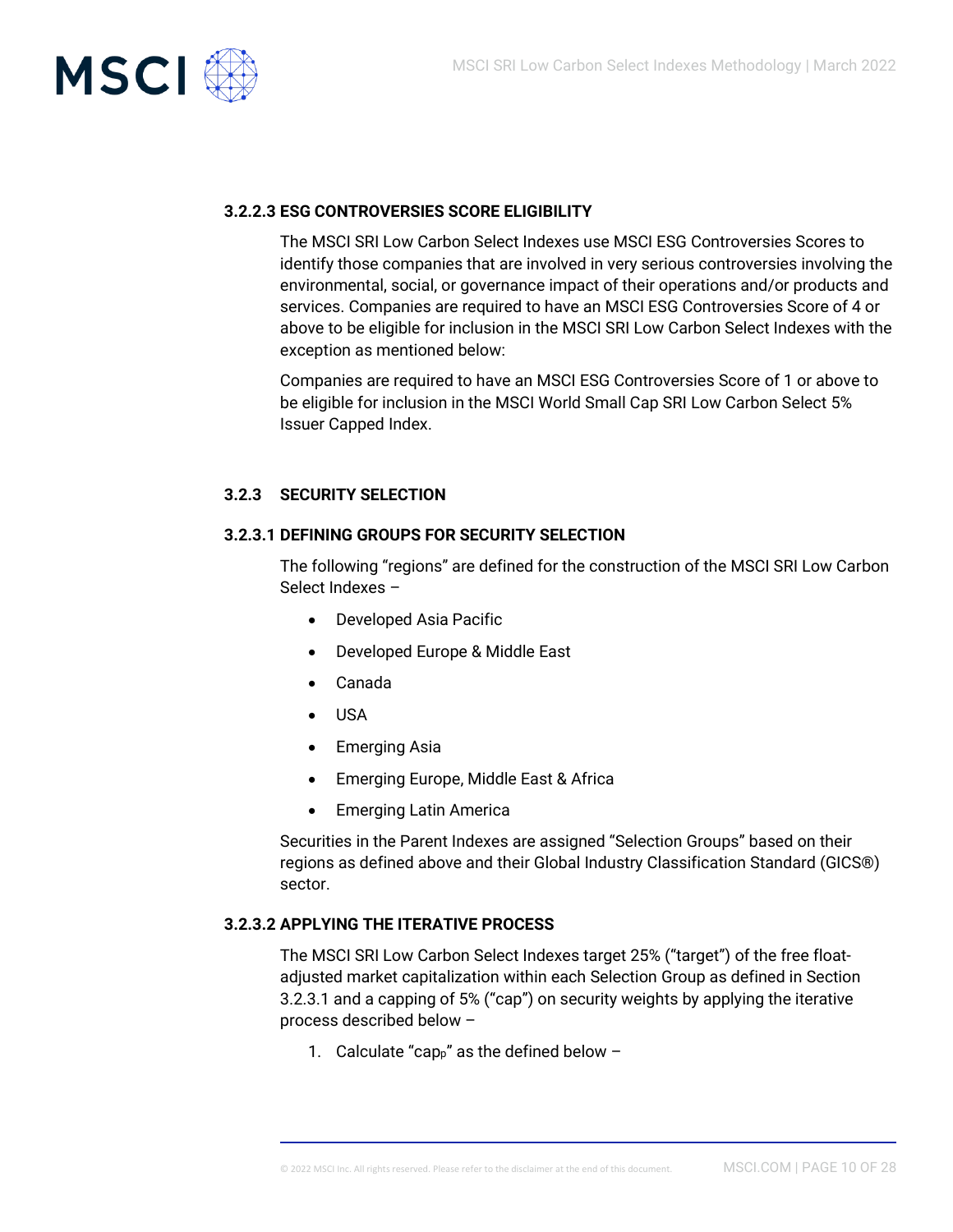#### 3.2.2.3 ESG CONTROVERSIES SCORE ELIGIBILITY

The MSCI SRI Low Carbon Select Indexes use MSCI ESG Controversies Scores to identify those companies that are involved in very serious controversies involving the environmental, social, or governance impact of their operations and/or products and services. Companies are required to have an MSCI ESG Controversies Score of 4 or above to be eligible for inclusion in the MSCI SRI Low Carbon Select Indexes with the exception as mentioned below:

Companies are required to have an MSCI ESG Controversies Score of 1 or above to be eligible for inclusion in the MSCI World Small Cap SRI Low Carbon Select 5% Issuer Capped Index.

### 3.2.3 SECURITY SELECTION

#### 3.2.3.1 DEFINING GROUPS FOR SECURITY SELECTION

The following "regions" are defined for the construction of the MSCI SRI Low Carbon Select Indexes –

- Developed Asia Pacific
- Developed Europe & Middle East
- Canada
- USA
- Emerging Asia
- Emerging Europe, Middle East & Africa
- Emerging Latin America

Securities in the Parent Indexes are assigned "Selection Groups" based on their regions as defined above and their Global Industry Classification Standard (GICS®) sector.

#### 3.2.3.2 APPLYING THE ITERATIVE PROCESS

The MSCI SRI Low Carbon Select Indexes target 25% ("target") of the free float-adjusted market capitalization within each Selection Group as defined in Section 3.2.3.1 and a capping of 5% ("cap") on security weights by applying the iterative process described below –

1. Calculate "$cap_p$" as the defined below –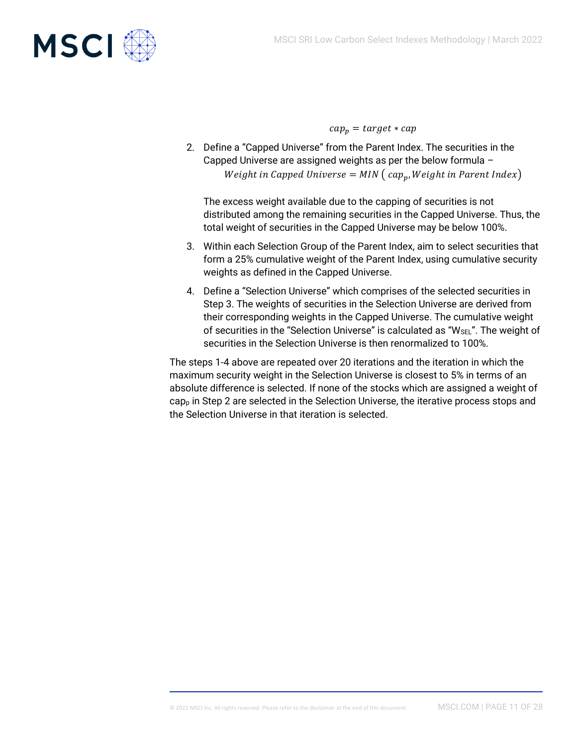$$cap_p = target * cap$$

2. Define a “Capped Universe” from the Parent Index. The securities in the Capped Universe are assigned weights as per the below formula –

   $$Weight\ in\ Capped\ Universe = MIN\ (\ cap_p, Weight\ in\ Parent\ Index)$$

   The excess weight available due to the capping of securities is not distributed among the remaining securities in the Capped Universe. Thus, the total weight of securities in the Capped Universe may be below 100%.

3. Within each Selection Group of the Parent Index, aim to select securities that form a 25% cumulative weight of the Parent Index, using cumulative security weights as defined in the Capped Universe.

4. Define a “Selection Universe” which comprises of the selected securities in Step 3. The weights of securities in the Selection Universe are derived from their corresponding weights in the Capped Universe. The cumulative weight of securities in the “Selection Universe” is calculated as “$W_{SEL}$”. The weight of securities in the Selection Universe is then renormalized to 100%.

The steps 1-4 above are repeated over 20 iterations and the iteration in which the maximum security weight in the Selection Universe is closest to 5% in terms of an absolute difference is selected. If none of the stocks which are assigned a weight of $cap_p$ in Step 2 are selected in the Selection Universe, the iterative process stops and the Selection Universe in that iteration is selected.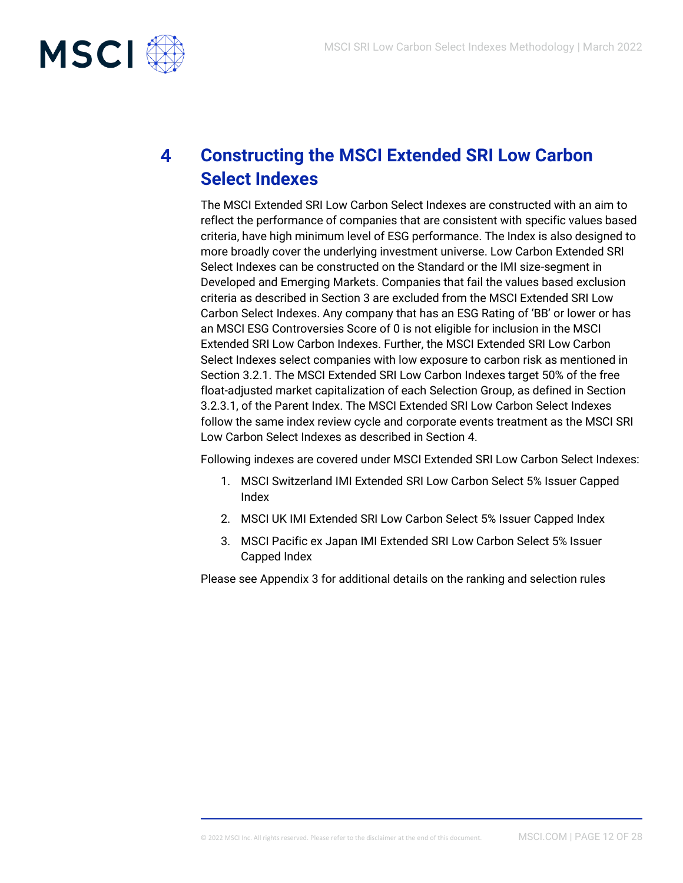# 4 Constructing the MSCI Extended SRI Low Carbon Select Indexes

The MSCI Extended SRI Low Carbon Select Indexes are constructed with an aim to reflect the performance of companies that are consistent with specific values based criteria, have high minimum level of ESG performance. The Index is also designed to more broadly cover the underlying investment universe. Low Carbon Extended SRI Select Indexes can be constructed on the Standard or the IMI size-segment in Developed and Emerging Markets. Companies that fail the values based exclusion criteria as described in Section 3 are excluded from the MSCI Extended SRI Low Carbon Select Indexes. Any company that has an ESG Rating of 'BB' or lower or has an MSCI ESG Controversies Score of 0 is not eligible for inclusion in the MSCI Extended SRI Low Carbon Indexes. Further, the MSCI Extended SRI Low Carbon Select Indexes select companies with low exposure to carbon risk as mentioned in Section 3.2.1. The MSCI Extended SRI Low Carbon Indexes target 50% of the free float-adjusted market capitalization of each Selection Group, as defined in Section 3.2.3.1, of the Parent Index. The MSCI Extended SRI Low Carbon Select Indexes follow the same index review cycle and corporate events treatment as the MSCI SRI Low Carbon Select Indexes as described in Section 4.

Following indexes are covered under MSCI Extended SRI Low Carbon Select Indexes:

1. MSCI Switzerland IMI Extended SRI Low Carbon Select 5% Issuer Capped Index
2. MSCI UK IMI Extended SRI Low Carbon Select 5% Issuer Capped Index
3. MSCI Pacific ex Japan IMI Extended SRI Low Carbon Select 5% Issuer Capped Index

Please see Appendix 3 for additional details on the ranking and selection rules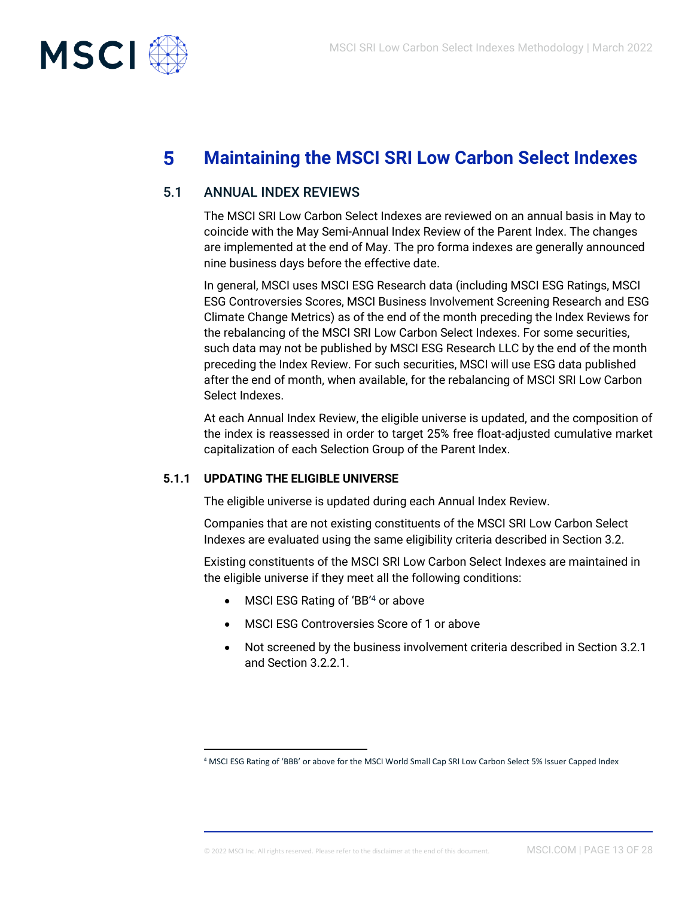# 5 Maintaining the MSCI SRI Low Carbon Select Indexes

## 5.1 ANNUAL INDEX REVIEWS

The MSCI SRI Low Carbon Select Indexes are reviewed on an annual basis in May to coincide with the May Semi-Annual Index Review of the Parent Index. The changes are implemented at the end of May. The pro forma indexes are generally announced nine business days before the effective date.

In general, MSCI uses MSCI ESG Research data (including MSCI ESG Ratings, MSCI ESG Controversies Scores, MSCI Business Involvement Screening Research and ESG Climate Change Metrics) as of the end of the month preceding the Index Reviews for the rebalancing of the MSCI SRI Low Carbon Select Indexes. For some securities, such data may not be published by MSCI ESG Research LLC by the end of the month preceding the Index Review. For such securities, MSCI will use ESG data published after the end of month, when available, for the rebalancing of MSCI SRI Low Carbon Select Indexes.

At each Annual Index Review, the eligible universe is updated, and the composition of the index is reassessed in order to target 25% free float-adjusted cumulative market capitalization of each Selection Group of the Parent Index.

### 5.1.1 UPDATING THE ELIGIBLE UNIVERSE

The eligible universe is updated during each Annual Index Review.

Companies that are not existing constituents of the MSCI SRI Low Carbon Select Indexes are evaluated using the same eligibility criteria described in Section 3.2.

Existing constituents of the MSCI SRI Low Carbon Select Indexes are maintained in the eligible universe if they meet all the following conditions:

- MSCI ESG Rating of 'BB'[4] or above
- MSCI ESG Controversies Score of 1 or above
- Not screened by the business involvement criteria described in Section 3.2.1 and Section 3.2.2.1.

[4] MSCI ESG Rating of 'BBB' or above for the MSCI World Small Cap SRI Low Carbon Select 5% Issuer Capped Index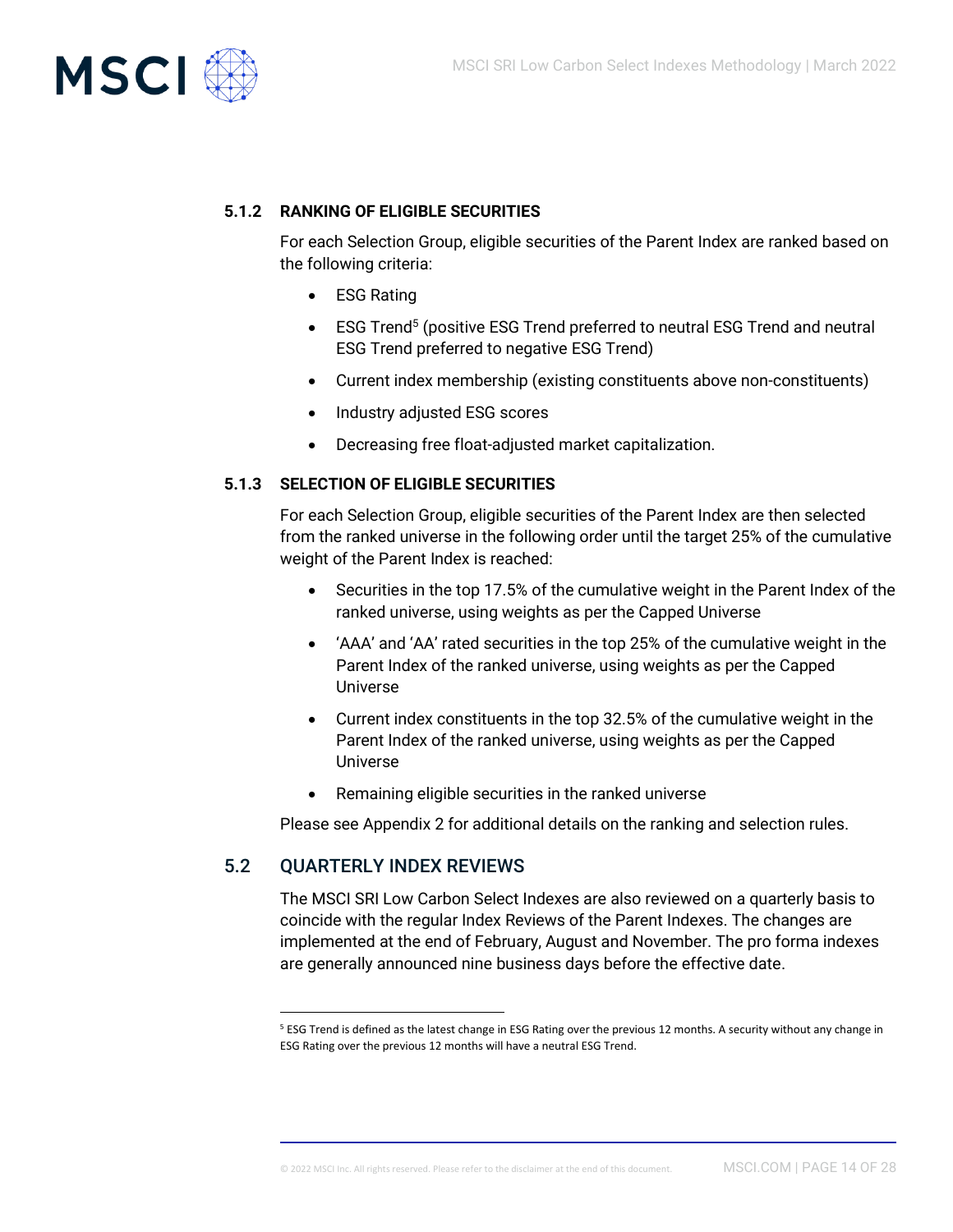### 5.1.2 RANKING OF ELIGIBLE SECURITIES

For each Selection Group, eligible securities of the Parent Index are ranked based on the following criteria:

- ESG Rating
- ESG Trend[5] (positive ESG Trend preferred to neutral ESG Trend and neutral ESG Trend preferred to negative ESG Trend)
- Current index membership (existing constituents above non-constituents)
- Industry adjusted ESG scores
- Decreasing free float-adjusted market capitalization.

### 5.1.3 SELECTION OF ELIGIBLE SECURITIES

For each Selection Group, eligible securities of the Parent Index are then selected from the ranked universe in the following order until the target 25% of the cumulative weight of the Parent Index is reached:

- Securities in the top 17.5% of the cumulative weight in the Parent Index of the ranked universe, using weights as per the Capped Universe
- 'AAA' and 'AA' rated securities in the top 25% of the cumulative weight in the Parent Index of the ranked universe, using weights as per the Capped Universe
- Current index constituents in the top 32.5% of the cumulative weight in the Parent Index of the ranked universe, using weights as per the Capped Universe
- Remaining eligible securities in the ranked universe

Please see Appendix 2 for additional details on the ranking and selection rules.

## 5.2 QUARTERLY INDEX REVIEWS

The MSCI SRI Low Carbon Select Indexes are also reviewed on a quarterly basis to coincide with the regular Index Reviews of the Parent Indexes. The changes are implemented at the end of February, August and November. The pro forma indexes are generally announced nine business days before the effective date.

---

[5] ESG Trend is defined as the latest change in ESG Rating over the previous 12 months. A security without any change in ESG Rating over the previous 12 months will have a neutral ESG Trend.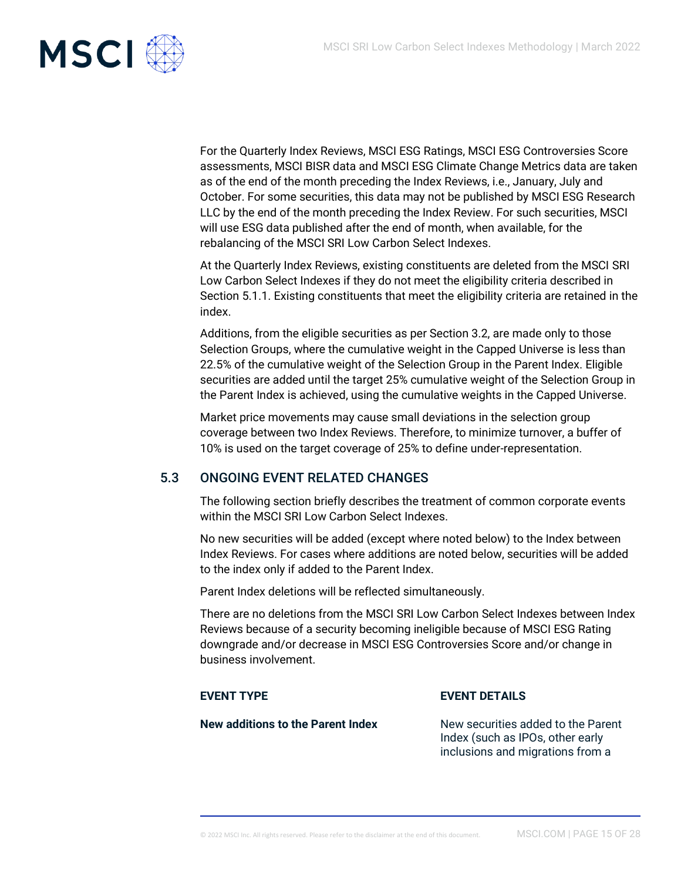For the Quarterly Index Reviews, MSCI ESG Ratings, MSCI ESG Controversies Score assessments, MSCI BISR data and MSCI ESG Climate Change Metrics data are taken as of the end of the month preceding the Index Reviews, i.e., January, July and October. For some securities, this data may not be published by MSCI ESG Research LLC by the end of the month preceding the Index Review. For such securities, MSCI will use ESG data published after the end of month, when available, for the rebalancing of the MSCI SRI Low Carbon Select Indexes.

At the Quarterly Index Reviews, existing constituents are deleted from the MSCI SRI Low Carbon Select Indexes if they do not meet the eligibility criteria described in Section 5.1.1. Existing constituents that meet the eligibility criteria are retained in the index.

Additions, from the eligible securities as per Section 3.2, are made only to those Selection Groups, where the cumulative weight in the Capped Universe is less than 22.5% of the cumulative weight of the Selection Group in the Parent Index. Eligible securities are added until the target 25% cumulative weight of the Selection Group in the Parent Index is achieved, using the cumulative weights in the Capped Universe.

Market price movements may cause small deviations in the selection group coverage between two Index Reviews. Therefore, to minimize turnover, a buffer of 10% is used on the target coverage of 25% to define under-representation.

## 5.3 ONGOING EVENT RELATED CHANGES

The following section briefly describes the treatment of common corporate events within the MSCI SRI Low Carbon Select Indexes.

No new securities will be added (except where noted below) to the Index between Index Reviews. For cases where additions are noted below, securities will be added to the index only if added to the Parent Index.

Parent Index deletions will be reflected simultaneously.

There are no deletions from the MSCI SRI Low Carbon Select Indexes between Index Reviews because of a security becoming ineligible because of MSCI ESG Rating downgrade and/or decrease in MSCI ESG Controversies Score and/or change in business involvement.

| EVENT TYPE | EVENT DETAILS |
|---|---|
| **New additions to the Parent Index** | New securities added to the Parent Index (such as IPOs, other early inclusions and migrations from a |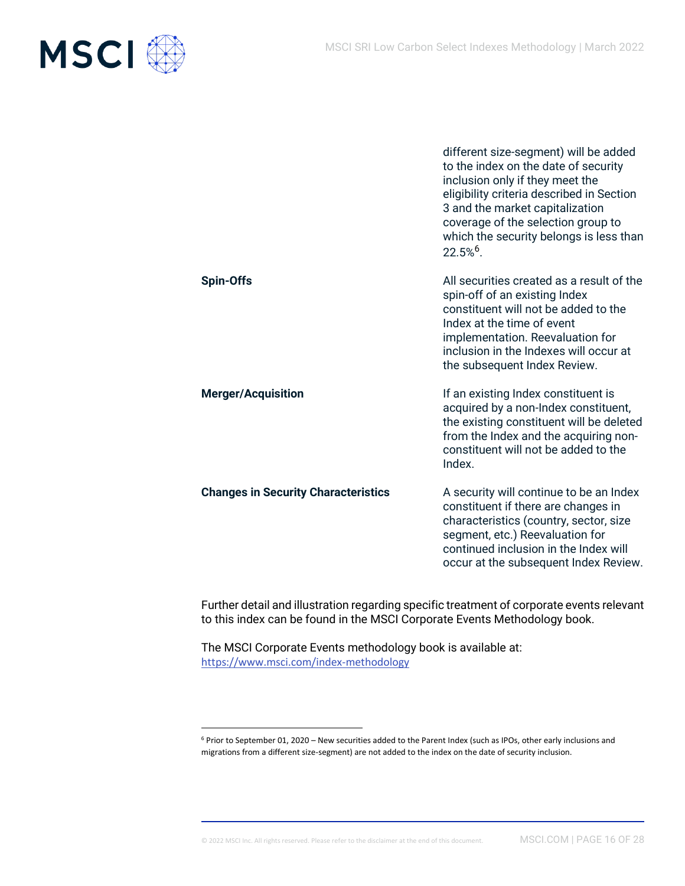| | |
|---|---|
| | different size-segment) will be added to the index on the date of security inclusion only if they meet the eligibility criteria described in Section 3 and the market capitalization coverage of the selection group to which the security belongs is less than 22.5%[6]. |
| **Spin-Offs** | All securities created as a result of the spin-off of an existing Index constituent will not be added to the Index at the time of event implementation. Reevaluation for inclusion in the Indexes will occur at the subsequent Index Review. |
| **Merger/Acquisition** | If an existing Index constituent is acquired by a non-Index constituent, the existing constituent will be deleted from the Index and the acquiring non-constituent will not be added to the Index. |
| **Changes in Security Characteristics** | A security will continue to be an Index constituent if there are changes in characteristics (country, sector, size segment, etc.) Reevaluation for continued inclusion in the Index will occur at the subsequent Index Review. |

Further detail and illustration regarding specific treatment of corporate events relevant to this index can be found in the MSCI Corporate Events Methodology book.

The MSCI Corporate Events methodology book is available at:
https://www.msci.com/index-methodology

[6] Prior to September 01, 2020 – New securities added to the Parent Index (such as IPOs, other early inclusions and migrations from a different size-segment) are not added to the index on the date of security inclusion.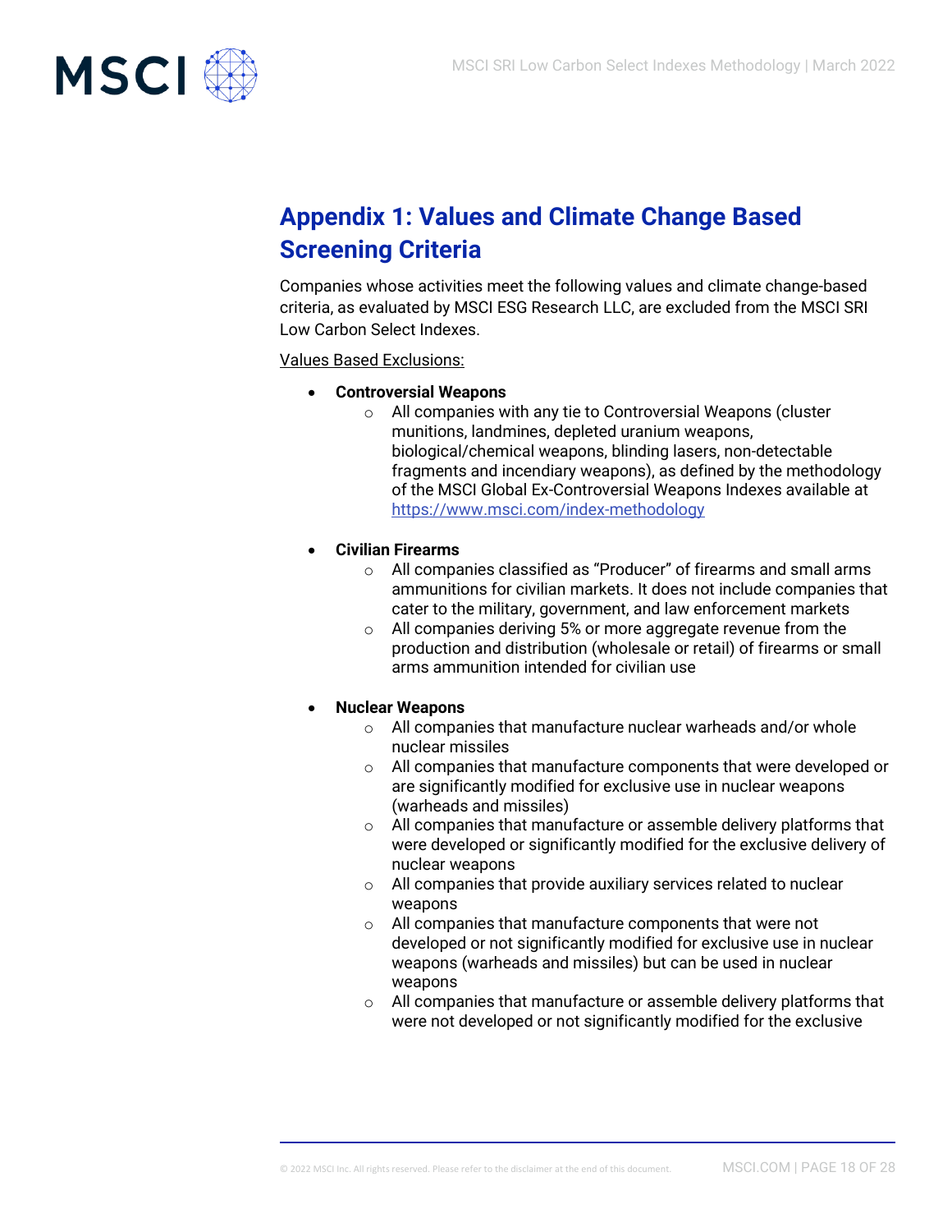# Appendix 1: Values and Climate Change Based Screening Criteria

Companies whose activities meet the following values and climate change-based criteria, as evaluated by MSCI ESG Research LLC, are excluded from the MSCI SRI Low Carbon Select Indexes.

Values Based Exclusions:

- **Controversial Weapons**
  - All companies with any tie to Controversial Weapons (cluster munitions, landmines, depleted uranium weapons, biological/chemical weapons, blinding lasers, non-detectable fragments and incendiary weapons), as defined by the methodology of the MSCI Global Ex-Controversial Weapons Indexes available at [https://www.msci.com/index-methodology](https://www.msci.com/index-methodology)

- **Civilian Firearms**
  - All companies classified as "Producer" of firearms and small arms ammunitions for civilian markets. It does not include companies that cater to the military, government, and law enforcement markets
  - All companies deriving 5% or more aggregate revenue from the production and distribution (wholesale or retail) of firearms or small arms ammunition intended for civilian use

- **Nuclear Weapons**
  - All companies that manufacture nuclear warheads and/or whole nuclear missiles
  - All companies that manufacture components that were developed or are significantly modified for exclusive use in nuclear weapons (warheads and missiles)
  - All companies that manufacture or assemble delivery platforms that were developed or significantly modified for the exclusive delivery of nuclear weapons
  - All companies that provide auxiliary services related to nuclear weapons
  - All companies that manufacture components that were not developed or not significantly modified for exclusive use in nuclear weapons (warheads and missiles) but can be used in nuclear weapons
  - All companies that manufacture or assemble delivery platforms that were not developed or not significantly modified for the exclusive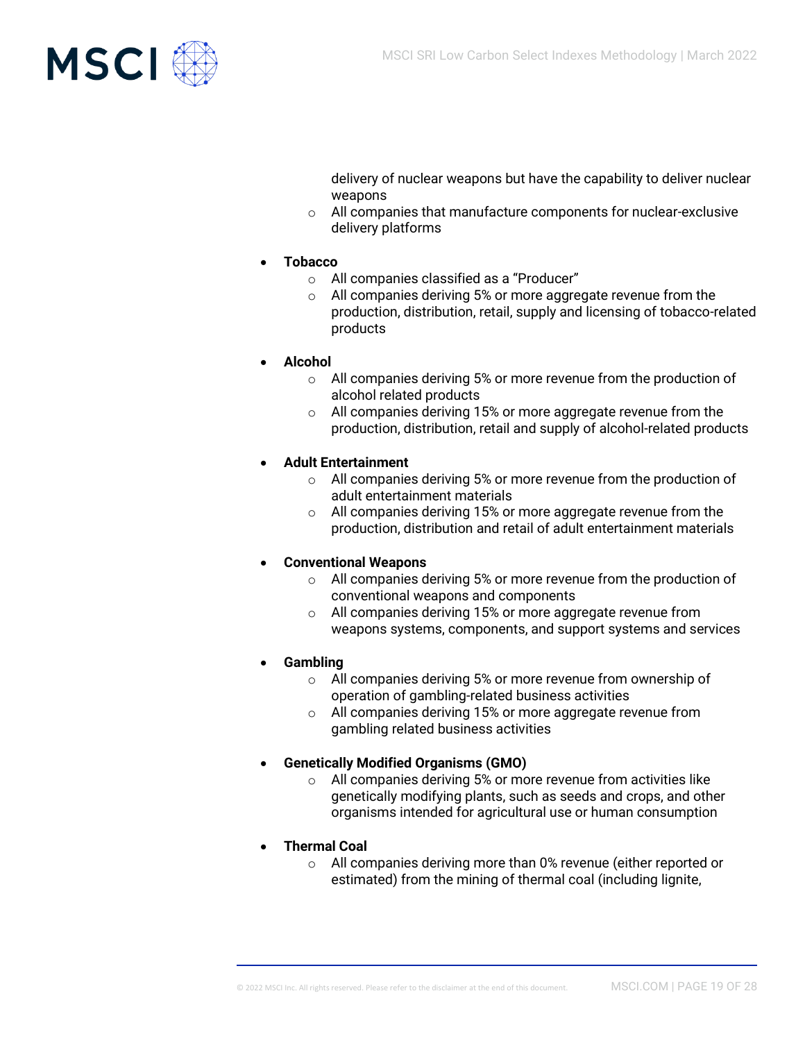delivery of nuclear weapons but have the capability to deliver nuclear weapons
  - All companies that manufacture components for nuclear-exclusive delivery platforms

- **Tobacco**
  - All companies classified as a "Producer"
  - All companies deriving 5% or more aggregate revenue from the production, distribution, retail, supply and licensing of tobacco-related products

- **Alcohol**
  - All companies deriving 5% or more revenue from the production of alcohol related products
  - All companies deriving 15% or more aggregate revenue from the production, distribution, retail and supply of alcohol-related products

- **Adult Entertainment**
  - All companies deriving 5% or more revenue from the production of adult entertainment materials
  - All companies deriving 15% or more aggregate revenue from the production, distribution and retail of adult entertainment materials

- **Conventional Weapons**
  - All companies deriving 5% or more revenue from the production of conventional weapons and components
  - All companies deriving 15% or more aggregate revenue from weapons systems, components, and support systems and services

- **Gambling**
  - All companies deriving 5% or more revenue from ownership of operation of gambling-related business activities
  - All companies deriving 15% or more aggregate revenue from gambling related business activities

- **Genetically Modified Organisms (GMO)**
  - All companies deriving 5% or more revenue from activities like genetically modifying plants, such as seeds and crops, and other organisms intended for agricultural use or human consumption

- **Thermal Coal**
  - All companies deriving more than 0% revenue (either reported or estimated) from the mining of thermal coal (including lignite,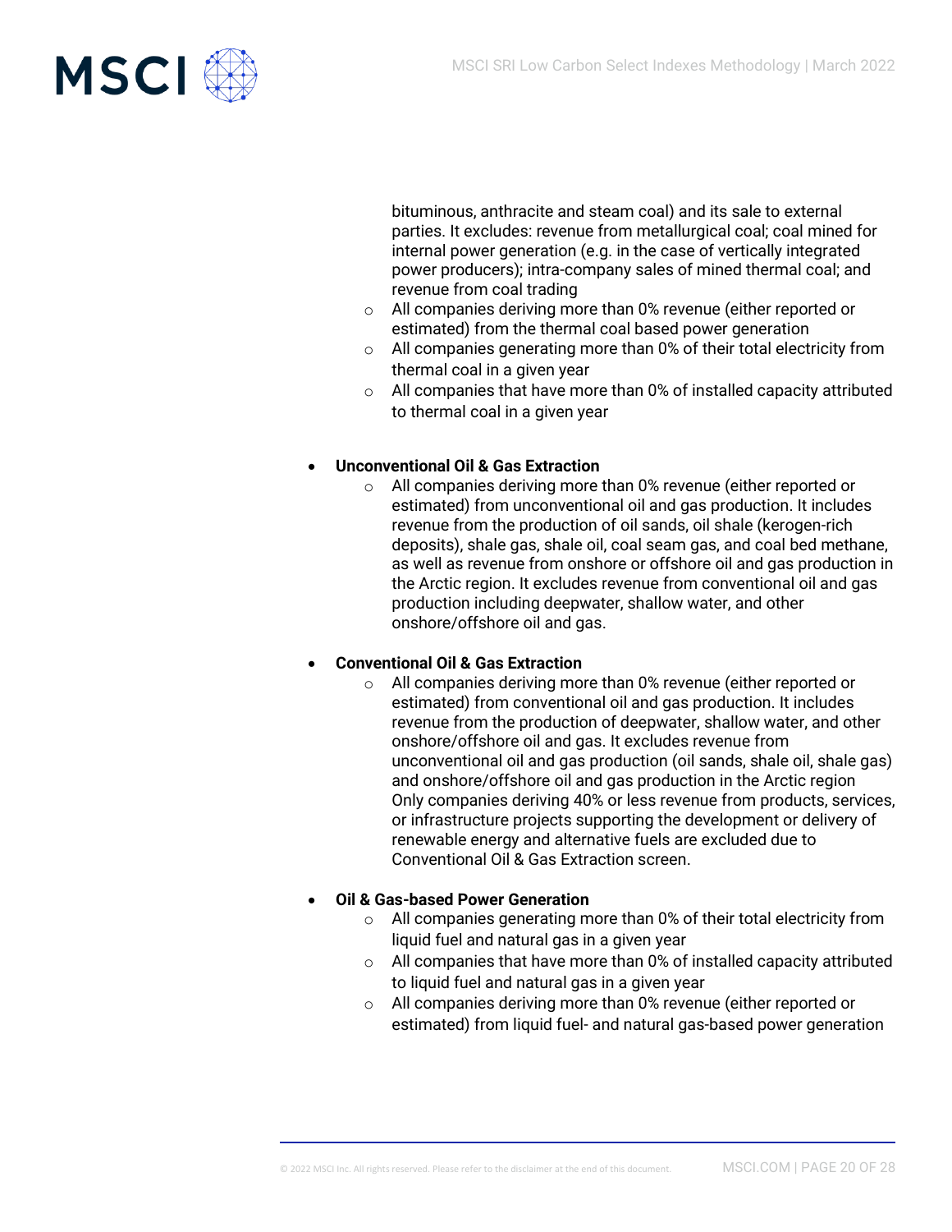bituminous, anthracite and steam coal) and its sale to external parties. It excludes: revenue from metallurgical coal; coal mined for internal power generation (e.g. in the case of vertically integrated power producers); intra-company sales of mined thermal coal; and revenue from coal trading
    - All companies deriving more than 0% revenue (either reported or estimated) from the thermal coal based power generation
    - All companies generating more than 0% of their total electricity from thermal coal in a given year
    - All companies that have more than 0% of installed capacity attributed to thermal coal in a given year

- **Unconventional Oil & Gas Extraction**
    - All companies deriving more than 0% revenue (either reported or estimated) from unconventional oil and gas production. It includes revenue from the production of oil sands, oil shale (kerogen-rich deposits), shale gas, shale oil, coal seam gas, and coal bed methane, as well as revenue from onshore or offshore oil and gas production in the Arctic region. It excludes revenue from conventional oil and gas production including deepwater, shallow water, and other onshore/offshore oil and gas.

- **Conventional Oil & Gas Extraction**
    - All companies deriving more than 0% revenue (either reported or estimated) from conventional oil and gas production. It includes revenue from the production of deepwater, shallow water, and other onshore/offshore oil and gas. It excludes revenue from unconventional oil and gas production (oil sands, shale oil, shale gas) and onshore/offshore oil and gas production in the Arctic region Only companies deriving 40% or less revenue from products, services, or infrastructure projects supporting the development or delivery of renewable energy and alternative fuels are excluded due to Conventional Oil & Gas Extraction screen.

- **Oil & Gas-based Power Generation**
    - All companies generating more than 0% of their total electricity from liquid fuel and natural gas in a given year
    - All companies that have more than 0% of installed capacity attributed to liquid fuel and natural gas in a given year
    - All companies deriving more than 0% revenue (either reported or estimated) from liquid fuel- and natural gas-based power generation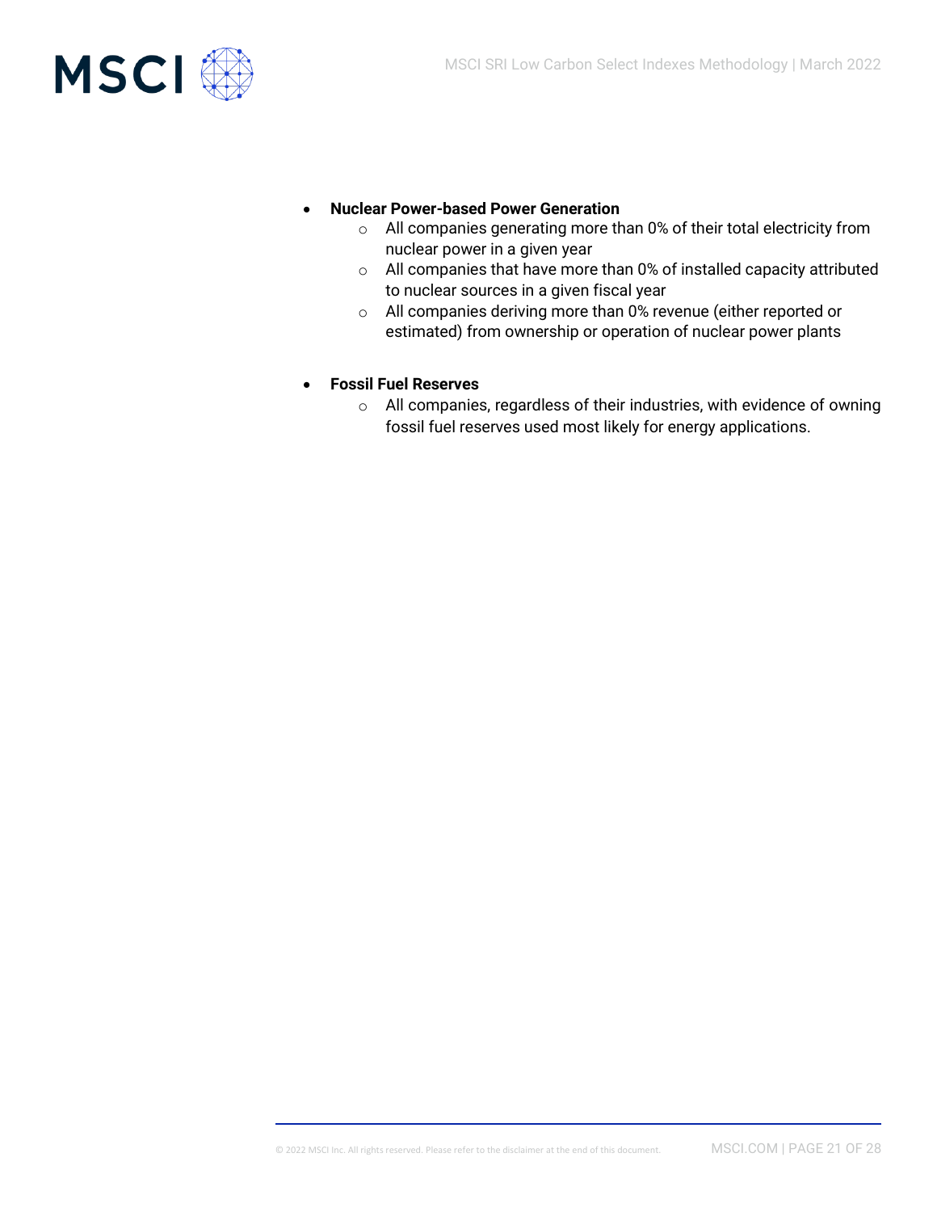- **Nuclear Power-based Power Generation**
  - All companies generating more than 0% of their total electricity from nuclear power in a given year
  - All companies that have more than 0% of installed capacity attributed to nuclear sources in a given fiscal year
  - All companies deriving more than 0% revenue (either reported or estimated) from ownership or operation of nuclear power plants

- **Fossil Fuel Reserves**
  - All companies, regardless of their industries, with evidence of owning fossil fuel reserves used most likely for energy applications.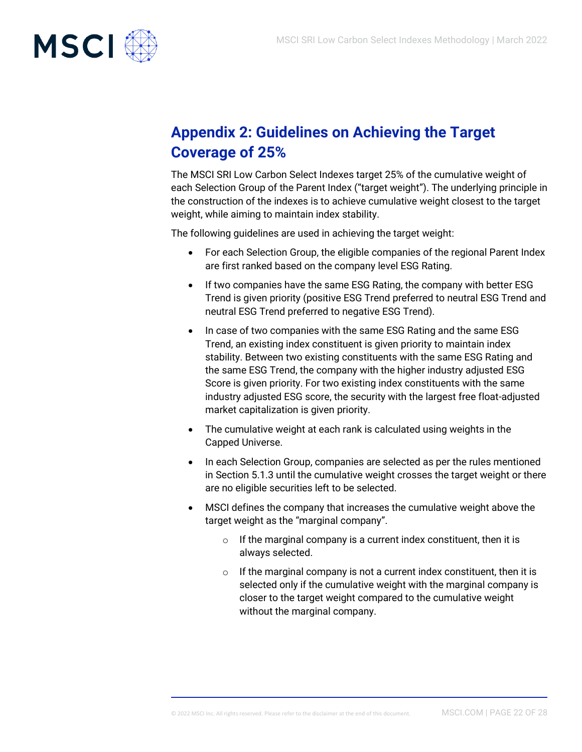## Appendix 2: Guidelines on Achieving the Target Coverage of 25%

The MSCI SRI Low Carbon Select Indexes target 25% of the cumulative weight of each Selection Group of the Parent Index ("target weight"). The underlying principle in the construction of the indexes is to achieve cumulative weight closest to the target weight, while aiming to maintain index stability.

The following guidelines are used in achieving the target weight:

- For each Selection Group, the eligible companies of the regional Parent Index are first ranked based on the company level ESG Rating.
- If two companies have the same ESG Rating, the company with better ESG Trend is given priority (positive ESG Trend preferred to neutral ESG Trend and neutral ESG Trend preferred to negative ESG Trend).
- In case of two companies with the same ESG Rating and the same ESG Trend, an existing index constituent is given priority to maintain index stability. Between two existing constituents with the same ESG Rating and the same ESG Trend, the company with the higher industry adjusted ESG Score is given priority. For two existing index constituents with the same industry adjusted ESG score, the security with the largest free float-adjusted market capitalization is given priority.
- The cumulative weight at each rank is calculated using weights in the Capped Universe.
- In each Selection Group, companies are selected as per the rules mentioned in Section 5.1.3 until the cumulative weight crosses the target weight or there are no eligible securities left to be selected.
- MSCI defines the company that increases the cumulative weight above the target weight as the "marginal company".
  - If the marginal company is a current index constituent, then it is always selected.
  - If the marginal company is not a current index constituent, then it is selected only if the cumulative weight with the marginal company is closer to the target weight compared to the cumulative weight without the marginal company.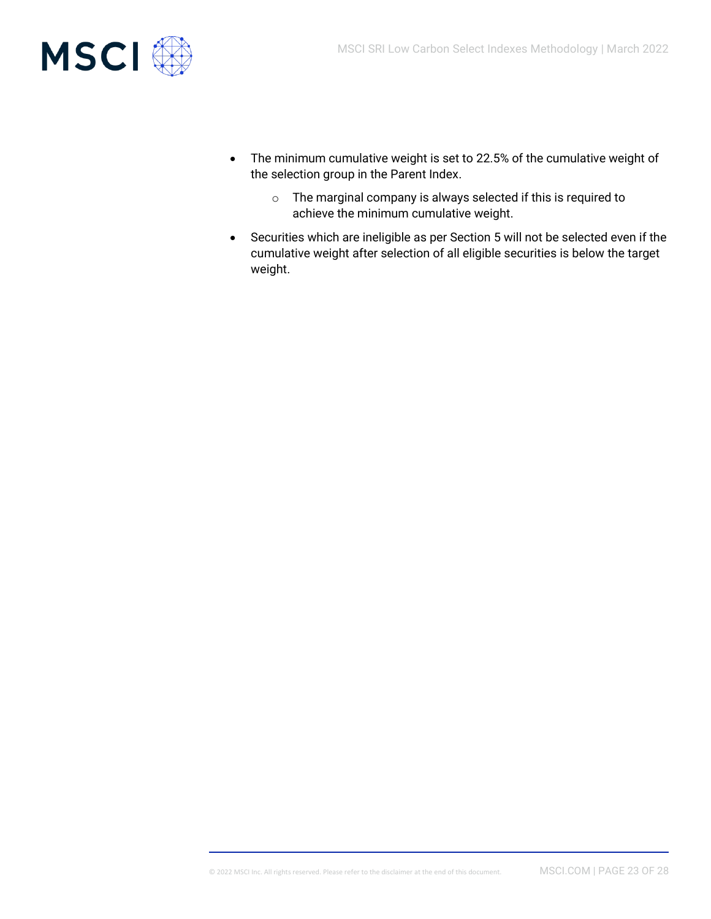- The minimum cumulative weight is set to 22.5% of the cumulative weight of the selection group in the Parent Index.
  - The marginal company is always selected if this is required to achieve the minimum cumulative weight.
- Securities which are ineligible as per Section 5 will not be selected even if the cumulative weight after selection of all eligible securities is below the target weight.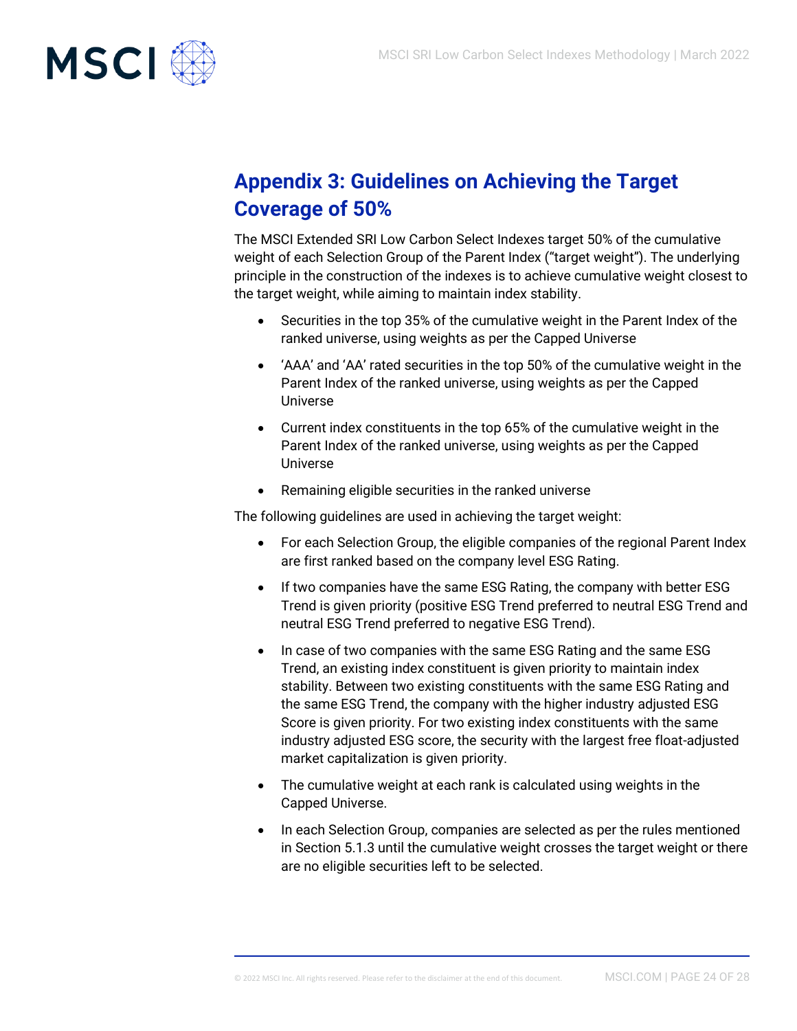## Appendix 3: Guidelines on Achieving the Target Coverage of 50%

The MSCI Extended SRI Low Carbon Select Indexes target 50% of the cumulative weight of each Selection Group of the Parent Index ("target weight"). The underlying principle in the construction of the indexes is to achieve cumulative weight closest to the target weight, while aiming to maintain index stability.

- Securities in the top 35% of the cumulative weight in the Parent Index of the ranked universe, using weights as per the Capped Universe
- 'AAA' and 'AA' rated securities in the top 50% of the cumulative weight in the Parent Index of the ranked universe, using weights as per the Capped Universe
- Current index constituents in the top 65% of the cumulative weight in the Parent Index of the ranked universe, using weights as per the Capped Universe
- Remaining eligible securities in the ranked universe

The following guidelines are used in achieving the target weight:

- For each Selection Group, the eligible companies of the regional Parent Index are first ranked based on the company level ESG Rating.
- If two companies have the same ESG Rating, the company with better ESG Trend is given priority (positive ESG Trend preferred to neutral ESG Trend and neutral ESG Trend preferred to negative ESG Trend).
- In case of two companies with the same ESG Rating and the same ESG Trend, an existing index constituent is given priority to maintain index stability. Between two existing constituents with the same ESG Rating and the same ESG Trend, the company with the higher industry adjusted ESG Score is given priority. For two existing index constituents with the same industry adjusted ESG score, the security with the largest free float-adjusted market capitalization is given priority.
- The cumulative weight at each rank is calculated using weights in the Capped Universe.
- In each Selection Group, companies are selected as per the rules mentioned in Section 5.1.3 until the cumulative weight crosses the target weight or there are no eligible securities left to be selected.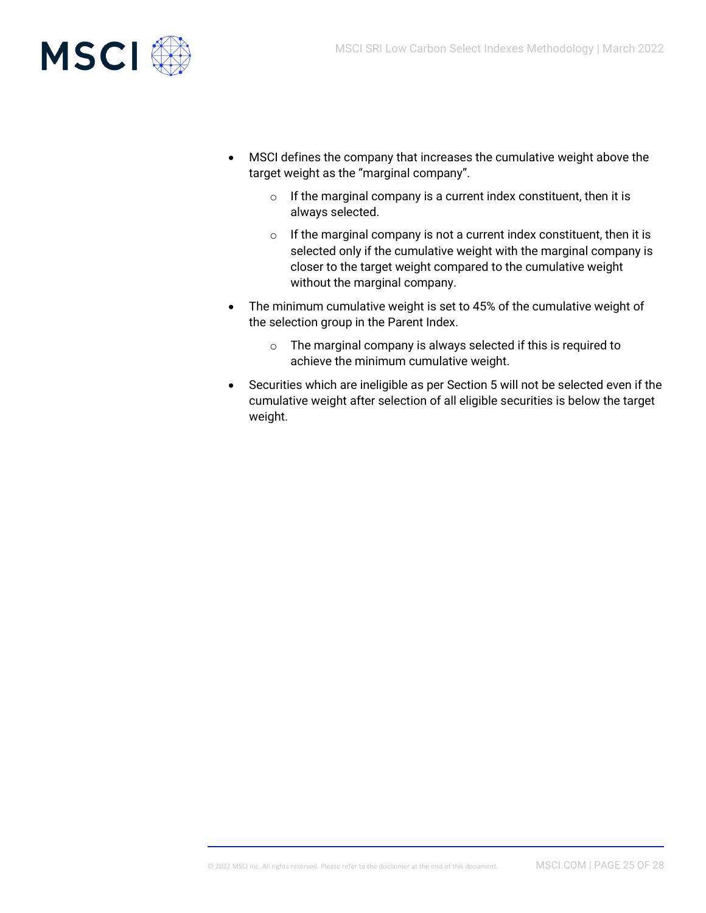- MSCI defines the company that increases the cumulative weight above the target weight as the "marginal company".
  - If the marginal company is a current index constituent, then it is always selected.
  - If the marginal company is not a current index constituent, then it is selected only if the cumulative weight with the marginal company is closer to the target weight compared to the cumulative weight without the marginal company.
- The minimum cumulative weight is set to 45% of the cumulative weight of the selection group in the Parent Index.
  - The marginal company is always selected if this is required to achieve the minimum cumulative weight.
- Securities which are ineligible as per Section 5 will not be selected even if the cumulative weight after selection of all eligible securities is below the target weight.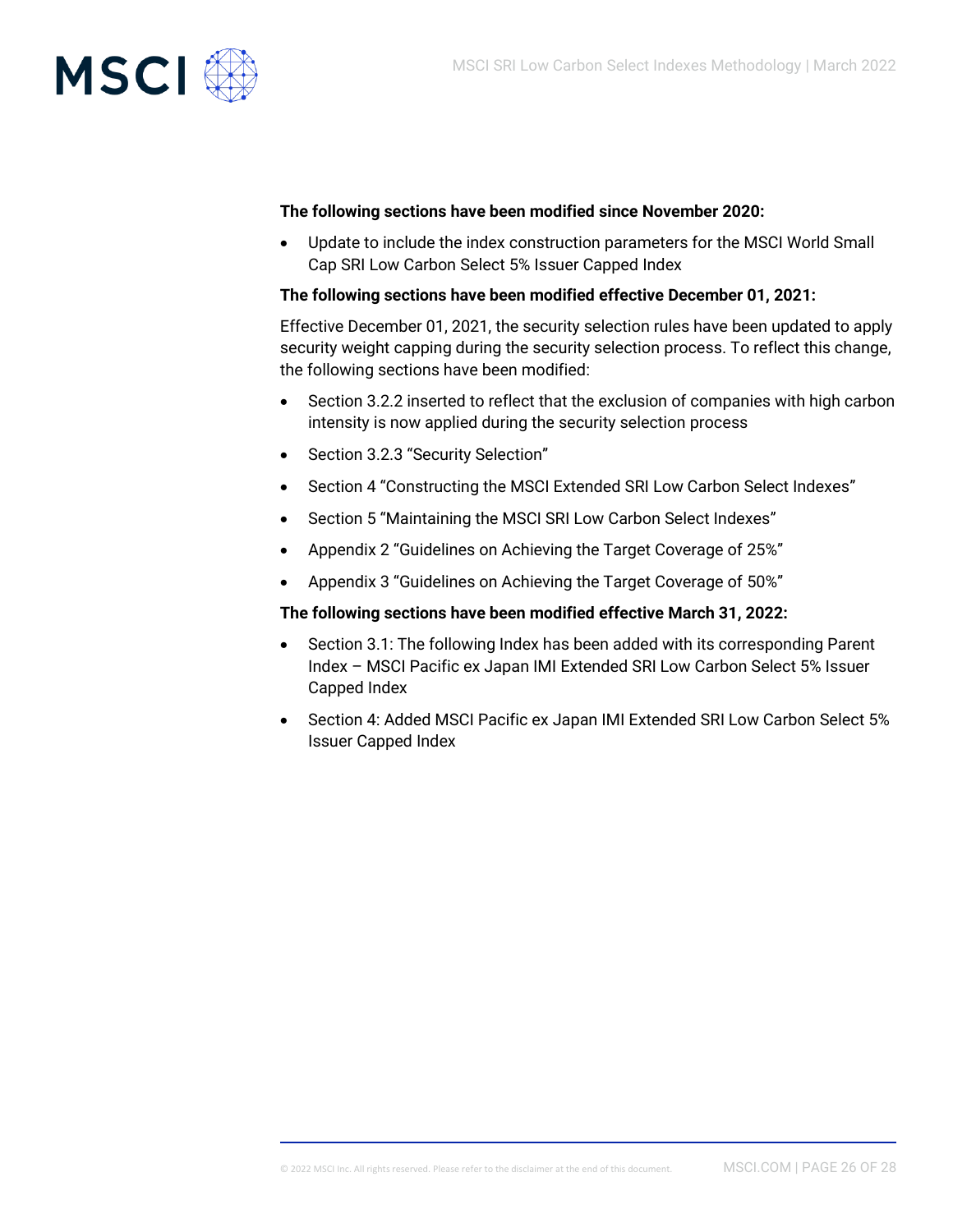**The following sections have been modified since November 2020:**

- Update to include the index construction parameters for the MSCI World Small Cap SRI Low Carbon Select 5% Issuer Capped Index

**The following sections have been modified effective December 01, 2021:**

Effective December 01, 2021, the security selection rules have been updated to apply security weight capping during the security selection process. To reflect this change, the following sections have been modified:

- Section 3.2.2 inserted to reflect that the exclusion of companies with high carbon intensity is now applied during the security selection process
- Section 3.2.3 "Security Selection"
- Section 4 "Constructing the MSCI Extended SRI Low Carbon Select Indexes"
- Section 5 "Maintaining the MSCI SRI Low Carbon Select Indexes"
- Appendix 2 "Guidelines on Achieving the Target Coverage of 25%"
- Appendix 3 "Guidelines on Achieving the Target Coverage of 50%"

**The following sections have been modified effective March 31, 2022:**

- Section 3.1: The following Index has been added with its corresponding Parent Index – MSCI Pacific ex Japan IMI Extended SRI Low Carbon Select 5% Issuer Capped Index
- Section 4: Added MSCI Pacific ex Japan IMI Extended SRI Low Carbon Select 5% Issuer Capped Index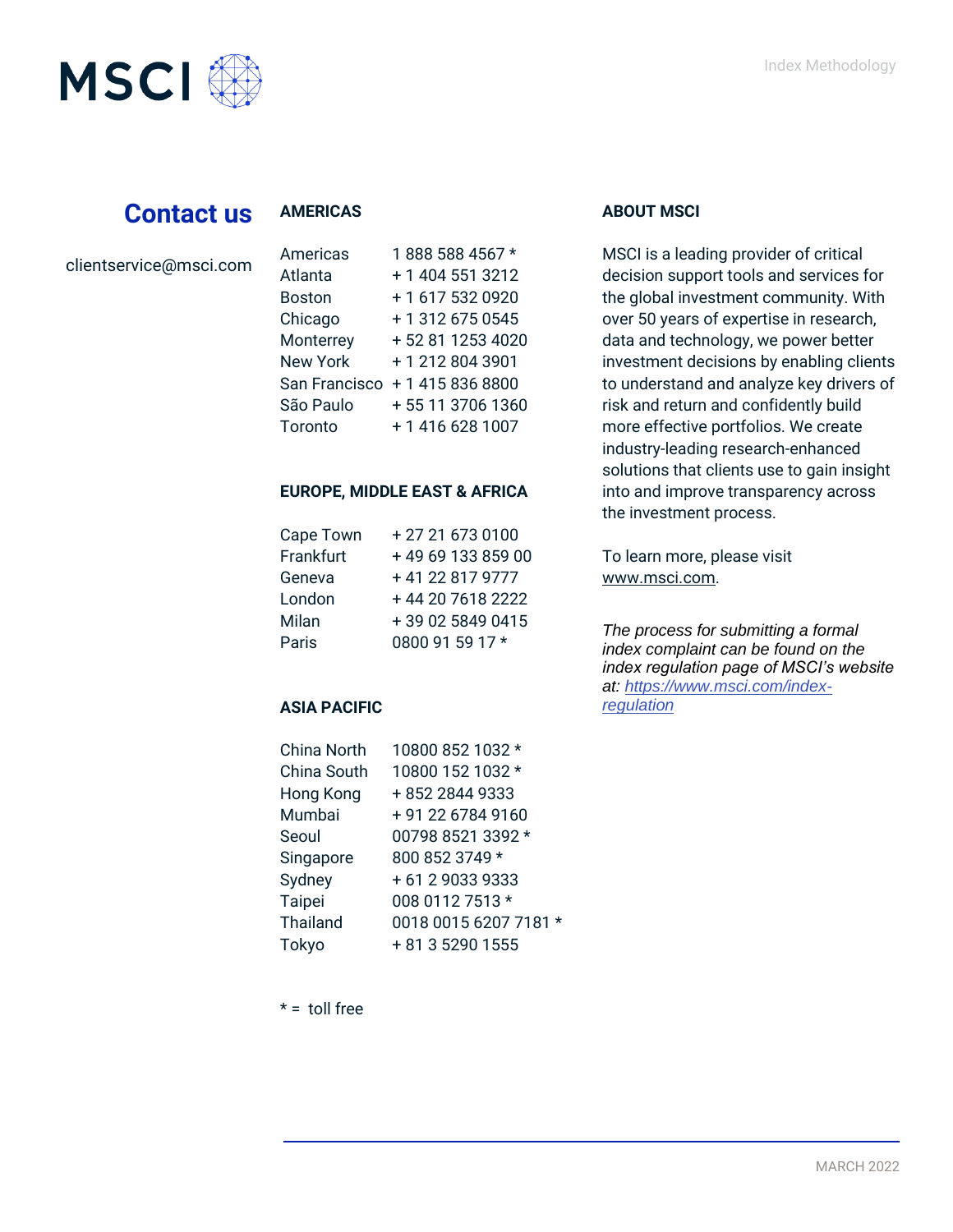## Contact us

clientservice@msci.com

### AMERICAS

| | |
|---|---|
| Americas | 1 888 588 4567 * |
| Atlanta | + 1 404 551 3212 |
| Boston | + 1 617 532 0920 |
| Chicago | + 1 312 675 0545 |
| Monterrey | + 52 81 1253 4020 |
| New York | + 1 212 804 3901 |
| San Francisco | + 1 415 836 8800 |
| São Paulo | + 55 11 3706 1360 |
| Toronto | + 1 416 628 1007 |

### EUROPE, MIDDLE EAST & AFRICA

| | |
|---|---|
| Cape Town | + 27 21 673 0100 |
| Frankfurt | + 49 69 133 859 00 |
| Geneva | + 41 22 817 9777 |
| London | + 44 20 7618 2222 |
| Milan | + 39 02 5849 0415 |
| Paris | 0800 91 59 17 * |

### ASIA PACIFIC

| | |
|---|---|
| China North | 10800 852 1032 * |
| China South | 10800 152 1032 * |
| Hong Kong | + 852 2844 9333 |
| Mumbai | + 91 22 6784 9160 |
| Seoul | 00798 8521 3392 * |
| Singapore | 800 852 3749 * |
| Sydney | + 61 2 9033 9333 |
| Taipei | 008 0112 7513 * |
| Thailand | 0018 0015 6207 7181 * |
| Tokyo | + 81 3 5290 1555 |

* = toll free

### ABOUT MSCI

MSCI is a leading provider of critical decision support tools and services for the global investment community. With over 50 years of expertise in research, data and technology, we power better investment decisions by enabling clients to understand and analyze key drivers of risk and return and confidently build more effective portfolios. We create industry-leading research-enhanced solutions that clients use to gain insight into and improve transparency across the investment process.

To learn more, please visit www.msci.com.

*The process for submitting a formal index complaint can be found on the index regulation page of MSCI's website at: https://www.msci.com/index-regulation*

MARCH 2022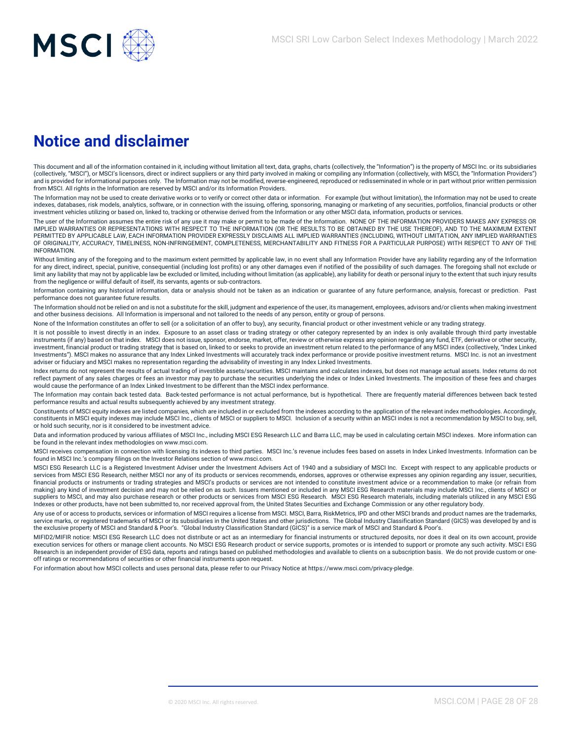# Notice and disclaimer

This document and all of the information contained in it, including without limitation all text, data, graphs, charts (collectively, the "Information") is the property of MSCI Inc. or its subsidiaries (collectively, "MSCI"), or MSCI's licensors, direct or indirect suppliers or any third party involved in making or compiling any Information (collectively, with MSCI, the "Information Providers") and is provided for informational purposes only. The Information may not be modified, reverse-engineered, reproduced or redisseminated in whole or in part without prior written permission from MSCI. All rights in the Information are reserved by MSCI and/or its Information Providers.

The Information may not be used to create derivative works or to verify or correct other data or information. For example (but without limitation), the Information may not be used to create indexes, databases, risk models, analytics, software, or in connection with the issuing, offering, sponsoring, managing or marketing of any securities, portfolios, financial products or other investment vehicles utilizing or based on, linked to, tracking or otherwise derived from the Information or any other MSCI data, information, products or services.

The user of the Information assumes the entire risk of any use it may make or permit to be made of the Information. NONE OF THE INFORMATION PROVIDERS MAKES ANY EXPRESS OR IMPLIED WARRANTIES OR REPRESENTATIONS WITH RESPECT TO THE INFORMATION (OR THE RESULTS TO BE OBTAINED BY THE USE THEREOF), AND TO THE MAXIMUM EXTENT PERMITTED BY APPLICABLE LAW, EACH INFORMATION PROVIDER EXPRESSLY DISCLAIMS ALL IMPLIED WARRANTIES (INCLUDING, WITHOUT LIMITATION, ANY IMPLIED WARRANTIES OF ORIGINALITY, ACCURACY, TIMELINESS, NON-INFRINGEMENT, COMPLETENESS, MERCHANTABILITY AND FITNESS FOR A PARTICULAR PURPOSE) WITH RESPECT TO ANY OF THE INFORMATION.

Without limiting any of the foregoing and to the maximum extent permitted by applicable law, in no event shall any Information Provider have any liability regarding any of the Information for any direct, indirect, special, punitive, consequential (including lost profits) or any other damages even if notified of the possibility of such damages. The foregoing shall not exclude or limit any liability that may not by applicable law be excluded or limited, including without limitation (as applicable), any liability for death or personal injury to the extent that such injury results from the negligence or willful default of itself, its servants, agents or sub-contractors.

Information containing any historical information, data or analysis should not be taken as an indication or guarantee of any future performance, analysis, forecast or prediction. Past performance does not guarantee future results.

The Information should not be relied on and is not a substitute for the skill, judgment and experience of the user, its management, employees, advisors and/or clients when making investment and other business decisions. All Information is impersonal and not tailored to the needs of any person, entity or group of persons.

None of the Information constitutes an offer to sell (or a solicitation of an offer to buy), any security, financial product or other investment vehicle or any trading strategy.

It is not possible to invest directly in an index. Exposure to an asset class or trading strategy or other category represented by an index is only available through third party investable instruments (if any) based on that index. MSCI does not issue, sponsor, endorse, market, offer, review or otherwise express any opinion regarding any fund, ETF, derivative or other security, investment, financial product or trading strategy that is based on, linked to or seeks to provide an investment return related to the performance of any MSCI index (collectively, "Index Linked Investments"). MSCI makes no assurance that any Index Linked Investments will accurately track index performance or provide positive investment returns. MSCI Inc. is not an investment adviser or fiduciary and MSCI makes no representation regarding the advisability of investing in any Index Linked Investments.

Index returns do not represent the results of actual trading of investible assets/securities. MSCI maintains and calculates indexes, but does not manage actual assets. Index returns do not reflect payment of any sales charges or fees an investor may pay to purchase the securities underlying the index or Index Linked Investments. The imposition of these fees and charges would cause the performance of an Index Linked Investment to be different than the MSCI index performance.

The Information may contain back tested data. Back-tested performance is not actual performance, but is hypothetical. There are frequently material differences between back tested performance results and actual results subsequently achieved by any investment strategy.

Constituents of MSCI equity indexes are listed companies, which are included in or excluded from the indexes according to the application of the relevant index methodologies. Accordingly, constituents in MSCI equity indexes may include MSCI Inc., clients of MSCI or suppliers to MSCI. Inclusion of a security within an MSCI index is not a recommendation by MSCI to buy, sell, or hold such security, nor is it considered to be investment advice.

Data and information produced by various affiliates of MSCI Inc., including MSCI ESG Research LLC and Barra LLC, may be used in calculating certain MSCI indexes. More information can be found in the relevant index methodologies on www.msci.com.

MSCI receives compensation in connection with licensing its indexes to third parties. MSCI Inc.'s revenue includes fees based on assets in Index Linked Investments. Information can be found in MSCI Inc.'s company filings on the Investor Relations section of www.msci.com.

MSCI ESG Research LLC is a Registered Investment Adviser under the Investment Advisers Act of 1940 and a subsidiary of MSCI Inc. Except with respect to any applicable products or services from MSCI ESG Research, neither MSCI nor any of its products or services recommends, endorses, approves or otherwise expresses any opinion regarding any issuer, securities, financial products or instruments or trading strategies and MSCI's products or services are not intended to constitute investment advice or a recommendation to make (or refrain from making) any kind of investment decision and may not be relied on as such. Issuers mentioned or included in any MSCI ESG Research materials may include MSCI Inc., clients of MSCI or suppliers to MSCI, and may also purchase research or other products or services from MSCI ESG Research. MSCI ESG Research materials, including materials utilized in any MSCI ESG Indexes or other products, have not been submitted to, nor received approval from, the United States Securities and Exchange Commission or any other regulatory body.

Any use of or access to products, services or information of MSCI requires a license from MSCI. MSCI, Barra, RiskMetrics, IPD and other MSCI brands and product names are the trademarks, service marks, or registered trademarks of MSCI or its subsidiaries in the United States and other jurisdictions. The Global Industry Classification Standard (GICS) was developed by and is the exclusive property of MSCI and Standard & Poor's. "Global Industry Classification Standard (GICS)" is a service mark of MSCI and Standard & Poor's.

MIFID2/MIFIR notice: MSCI ESG Research LLC does not distribute or act as an intermediary for financial instruments or structured deposits, nor does it deal on its own account, provide execution services for others or manage client accounts. No MSCI ESG Research product or service supports, promotes or is intended to support or promote any such activity. MSCI ESG Research is an independent provider of ESG data, reports and ratings based on published methodologies and available to clients on a subscription basis. We do not provide custom or one-off ratings or recommendations of securities or other financial instruments upon request.

For information about how MSCI collects and uses personal data, please refer to our Privacy Notice at https://www.msci.com/privacy-pledge.